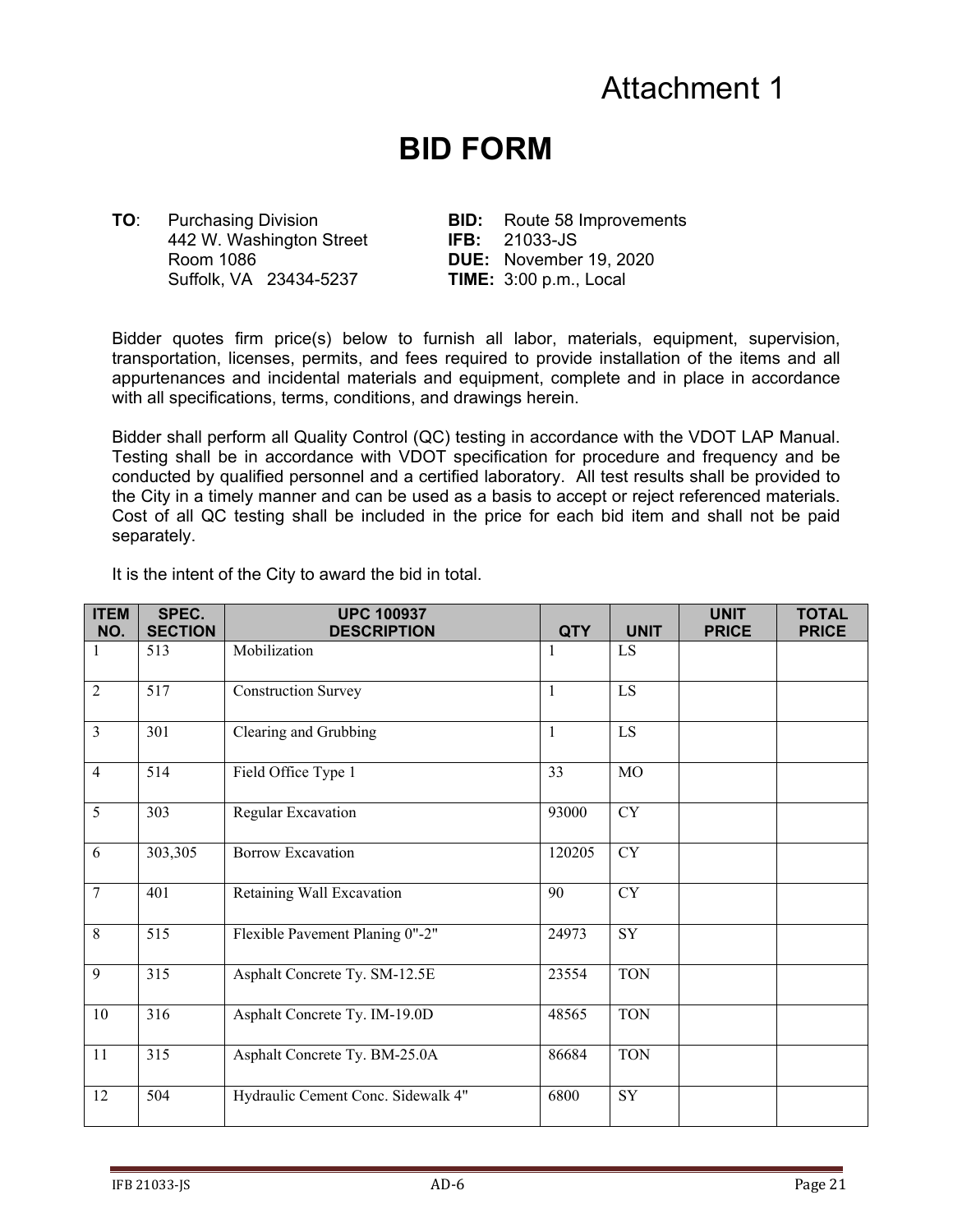# Attachment 1

# BID FORM

**TO**: Purchasing Division
442 W. Washington Street
Room 1086
Suffolk, VA 23434-5237

**BID:** Route 58 Improvements
**IFB:** 21033-JS
**DUE:** November 19, 2020
**TIME:** 3:00 p.m., Local

Bidder quotes firm price(s) below to furnish all labor, materials, equipment, supervision, transportation, licenses, permits, and fees required to provide installation of the items and all appurtenances and incidental materials and equipment, complete and in place in accordance with all specifications, terms, conditions, and drawings herein.

Bidder shall perform all Quality Control (QC) testing in accordance with the VDOT LAP Manual. Testing shall be in accordance with VDOT specification for procedure and frequency and be conducted by qualified personnel and a certified laboratory. All test results shall be provided to the City in a timely manner and can be used as a basis to accept or reject referenced materials. Cost of all QC testing shall be included in the price for each bid item and shall not be paid separately.

It is the intent of the City to award the bid in total.

| ITEM NO. | SPEC. SECTION | UPC 100937 DESCRIPTION | QTY | UNIT | UNIT PRICE | TOTAL PRICE |
|---|---|---|---|---|---|---|
| 1 | 513 | Mobilization | 1 | LS | | |
| 2 | 517 | Construction Survey | 1 | LS | | |
| 3 | 301 | Clearing and Grubbing | 1 | LS | | |
| 4 | 514 | Field Office Type 1 | 33 | MO | | |
| 5 | 303 | Regular Excavation | 93000 | CY | | |
| 6 | 303,305 | Borrow Excavation | 120205 | CY | | |
| 7 | 401 | Retaining Wall Excavation | 90 | CY | | |
| 8 | 515 | Flexible Pavement Planing 0"-2" | 24973 | SY | | |
| 9 | 315 | Asphalt Concrete Ty. SM-12.5E | 23554 | TON | | |
| 10 | 316 | Asphalt Concrete Ty. IM-19.0D | 48565 | TON | | |
| 11 | 315 | Asphalt Concrete Ty. BM-25.0A | 86684 | TON | | |
| 12 | 504 | Hydraulic Cement Conc. Sidewalk 4" | 6800 | SY | | |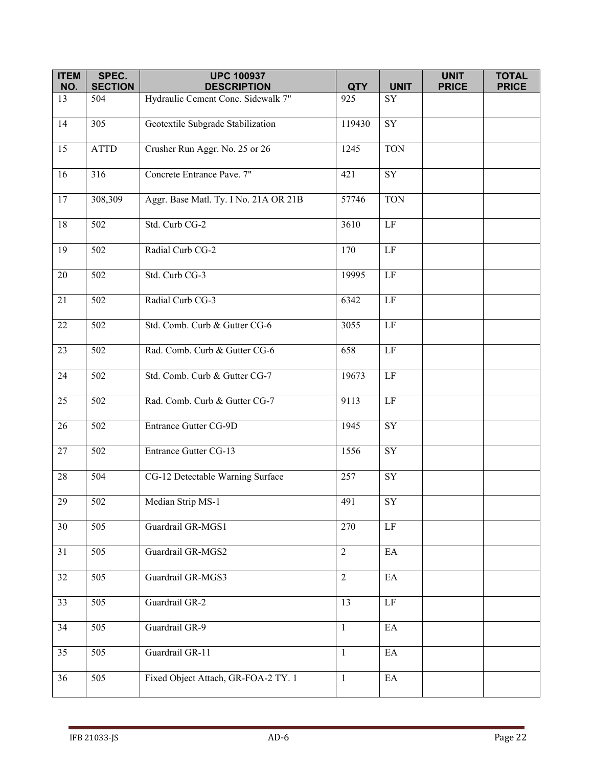| ITEM NO. | SPEC. SECTION | UPC 100937 DESCRIPTION | QTY | UNIT | UNIT PRICE | TOTAL PRICE |
|---|---|---|---|---|---|---|
| 13 | 504 | Hydraulic Cement Conc. Sidewalk 7" | 925 | SY | | |
| 14 | 305 | Geotextile Subgrade Stabilization | 119430 | SY | | |
| 15 | ATTD | Crusher Run Aggr. No. 25 or 26 | 1245 | TON | | |
| 16 | 316 | Concrete Entrance Pave. 7" | 421 | SY | | |
| 17 | 308,309 | Aggr. Base Matl. Ty. I No. 21A OR 21B | 57746 | TON | | |
| 18 | 502 | Std. Curb CG-2 | 3610 | LF | | |
| 19 | 502 | Radial Curb CG-2 | 170 | LF | | |
| 20 | 502 | Std. Curb CG-3 | 19995 | LF | | |
| 21 | 502 | Radial Curb CG-3 | 6342 | LF | | |
| 22 | 502 | Std. Comb. Curb & Gutter CG-6 | 3055 | LF | | |
| 23 | 502 | Rad. Comb. Curb & Gutter CG-6 | 658 | LF | | |
| 24 | 502 | Std. Comb. Curb & Gutter CG-7 | 19673 | LF | | |
| 25 | 502 | Rad. Comb. Curb & Gutter CG-7 | 9113 | LF | | |
| 26 | 502 | Entrance Gutter CG-9D | 1945 | SY | | |
| 27 | 502 | Entrance Gutter CG-13 | 1556 | SY | | |
| 28 | 504 | CG-12 Detectable Warning Surface | 257 | SY | | |
| 29 | 502 | Median Strip MS-1 | 491 | SY | | |
| 30 | 505 | Guardrail GR-MGS1 | 270 | LF | | |
| 31 | 505 | Guardrail GR-MGS2 | 2 | EA | | |
| 32 | 505 | Guardrail GR-MGS3 | 2 | EA | | |
| 33 | 505 | Guardrail GR-2 | 13 | LF | | |
| 34 | 505 | Guardrail GR-9 | 1 | EA | | |
| 35 | 505 | Guardrail GR-11 | 1 | EA | | |
| 36 | 505 | Fixed Object Attach, GR-FOA-2 TY. 1 | 1 | EA | | |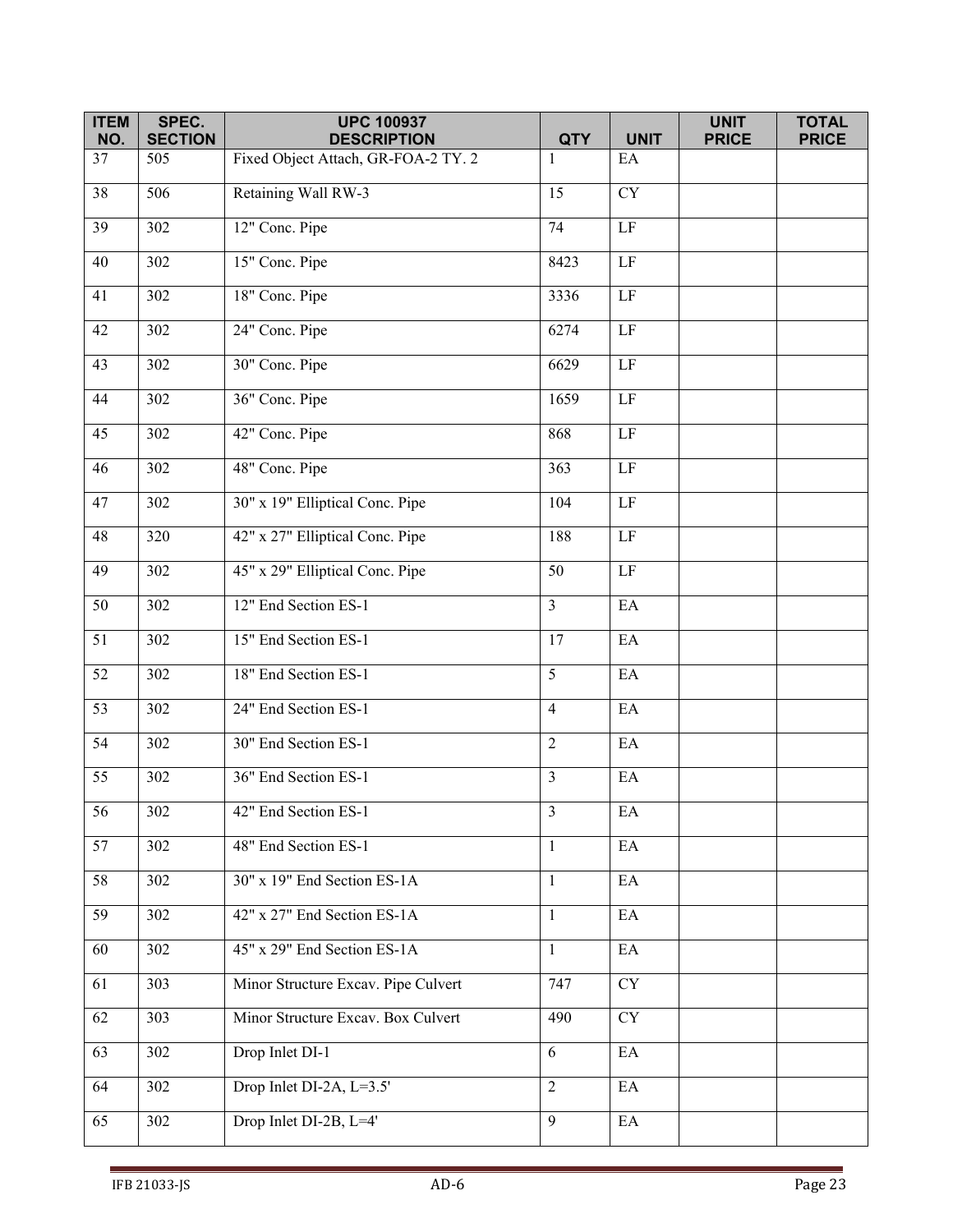| ITEM NO. | SPEC. SECTION | UPC 100937 DESCRIPTION | QTY | UNIT | UNIT PRICE | TOTAL PRICE |
|---|---|---|---|---|---|---|
| 37 | 505 | Fixed Object Attach, GR-FOA-2 TY. 2 | 1 | EA | | |
| 38 | 506 | Retaining Wall RW-3 | 15 | CY | | |
| 39 | 302 | 12" Conc. Pipe | 74 | LF | | |
| 40 | 302 | 15" Conc. Pipe | 8423 | LF | | |
| 41 | 302 | 18" Conc. Pipe | 3336 | LF | | |
| 42 | 302 | 24" Conc. Pipe | 6274 | LF | | |
| 43 | 302 | 30" Conc. Pipe | 6629 | LF | | |
| 44 | 302 | 36" Conc. Pipe | 1659 | LF | | |
| 45 | 302 | 42" Conc. Pipe | 868 | LF | | |
| 46 | 302 | 48" Conc. Pipe | 363 | LF | | |
| 47 | 302 | 30" x 19" Elliptical Conc. Pipe | 104 | LF | | |
| 48 | 320 | 42" x 27" Elliptical Conc. Pipe | 188 | LF | | |
| 49 | 302 | 45" x 29" Elliptical Conc. Pipe | 50 | LF | | |
| 50 | 302 | 12" End Section ES-1 | 3 | EA | | |
| 51 | 302 | 15" End Section ES-1 | 17 | EA | | |
| 52 | 302 | 18" End Section ES-1 | 5 | EA | | |
| 53 | 302 | 24" End Section ES-1 | 4 | EA | | |
| 54 | 302 | 30" End Section ES-1 | 2 | EA | | |
| 55 | 302 | 36" End Section ES-1 | 3 | EA | | |
| 56 | 302 | 42" End Section ES-1 | 3 | EA | | |
| 57 | 302 | 48" End Section ES-1 | 1 | EA | | |
| 58 | 302 | 30" x 19" End Section ES-1A | 1 | EA | | |
| 59 | 302 | 42" x 27" End Section ES-1A | 1 | EA | | |
| 60 | 302 | 45" x 29" End Section ES-1A | 1 | EA | | |
| 61 | 303 | Minor Structure Excav. Pipe Culvert | 747 | CY | | |
| 62 | 303 | Minor Structure Excav. Box Culvert | 490 | CY | | |
| 63 | 302 | Drop Inlet DI-1 | 6 | EA | | |
| 64 | 302 | Drop Inlet DI-2A, L=3.5' | 2 | EA | | |
| 65 | 302 | Drop Inlet DI-2B, L=4' | 9 | EA | | |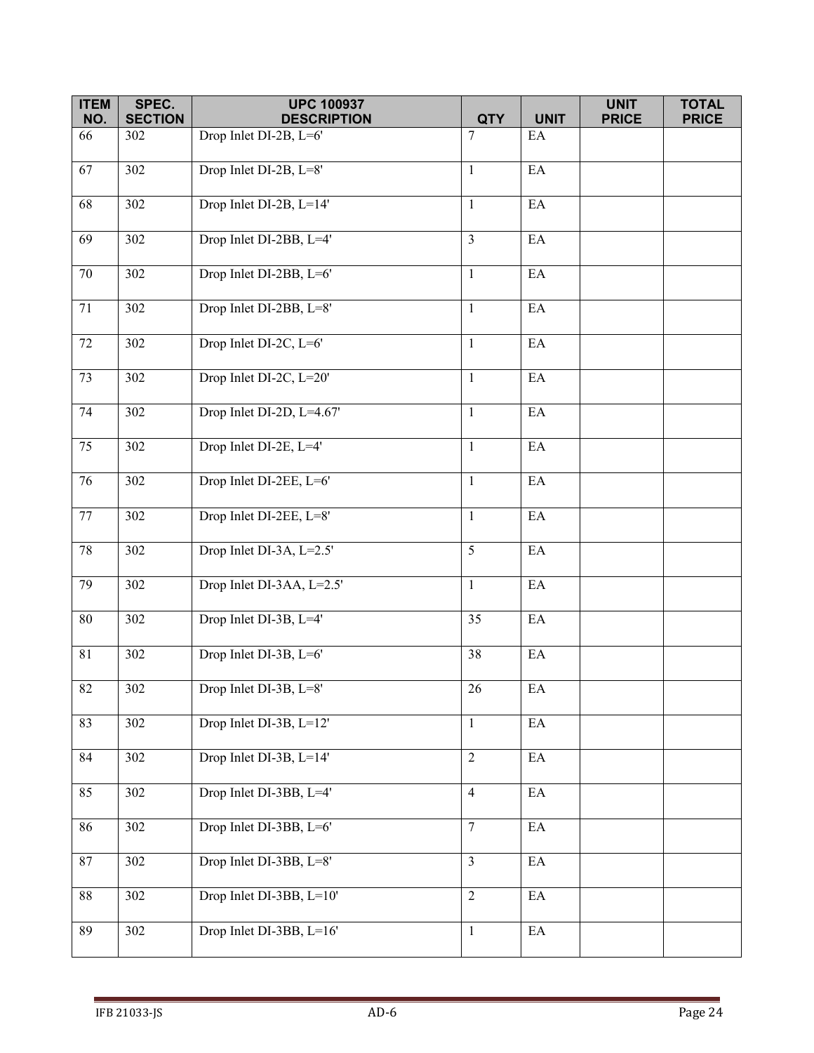| ITEM NO. | SPEC. SECTION | UPC 100937 DESCRIPTION | QTY | UNIT | UNIT PRICE | TOTAL PRICE |
|---|---|---|---|---|---|---|
| 66 | 302 | Drop Inlet DI-2B, L=6' | 7 | EA | | |
| 67 | 302 | Drop Inlet DI-2B, L=8' | 1 | EA | | |
| 68 | 302 | Drop Inlet DI-2B, L=14' | 1 | EA | | |
| 69 | 302 | Drop Inlet DI-2BB, L=4' | 3 | EA | | |
| 70 | 302 | Drop Inlet DI-2BB, L=6' | 1 | EA | | |
| 71 | 302 | Drop Inlet DI-2BB, L=8' | 1 | EA | | |
| 72 | 302 | Drop Inlet DI-2C, L=6' | 1 | EA | | |
| 73 | 302 | Drop Inlet DI-2C, L=20' | 1 | EA | | |
| 74 | 302 | Drop Inlet DI-2D, L=4.67' | 1 | EA | | |
| 75 | 302 | Drop Inlet DI-2E, L=4' | 1 | EA | | |
| 76 | 302 | Drop Inlet DI-2EE, L=6' | 1 | EA | | |
| 77 | 302 | Drop Inlet DI-2EE, L=8' | 1 | EA | | |
| 78 | 302 | Drop Inlet DI-3A, L=2.5' | 5 | EA | | |
| 79 | 302 | Drop Inlet DI-3AA, L=2.5' | 1 | EA | | |
| 80 | 302 | Drop Inlet DI-3B, L=4' | 35 | EA | | |
| 81 | 302 | Drop Inlet DI-3B, L=6' | 38 | EA | | |
| 82 | 302 | Drop Inlet DI-3B, L=8' | 26 | EA | | |
| 83 | 302 | Drop Inlet DI-3B, L=12' | 1 | EA | | |
| 84 | 302 | Drop Inlet DI-3B, L=14' | 2 | EA | | |
| 85 | 302 | Drop Inlet DI-3BB, L=4' | 4 | EA | | |
| 86 | 302 | Drop Inlet DI-3BB, L=6' | 7 | EA | | |
| 87 | 302 | Drop Inlet DI-3BB, L=8' | 3 | EA | | |
| 88 | 302 | Drop Inlet DI-3BB, L=10' | 2 | EA | | |
| 89 | 302 | Drop Inlet DI-3BB, L=16' | 1 | EA | | |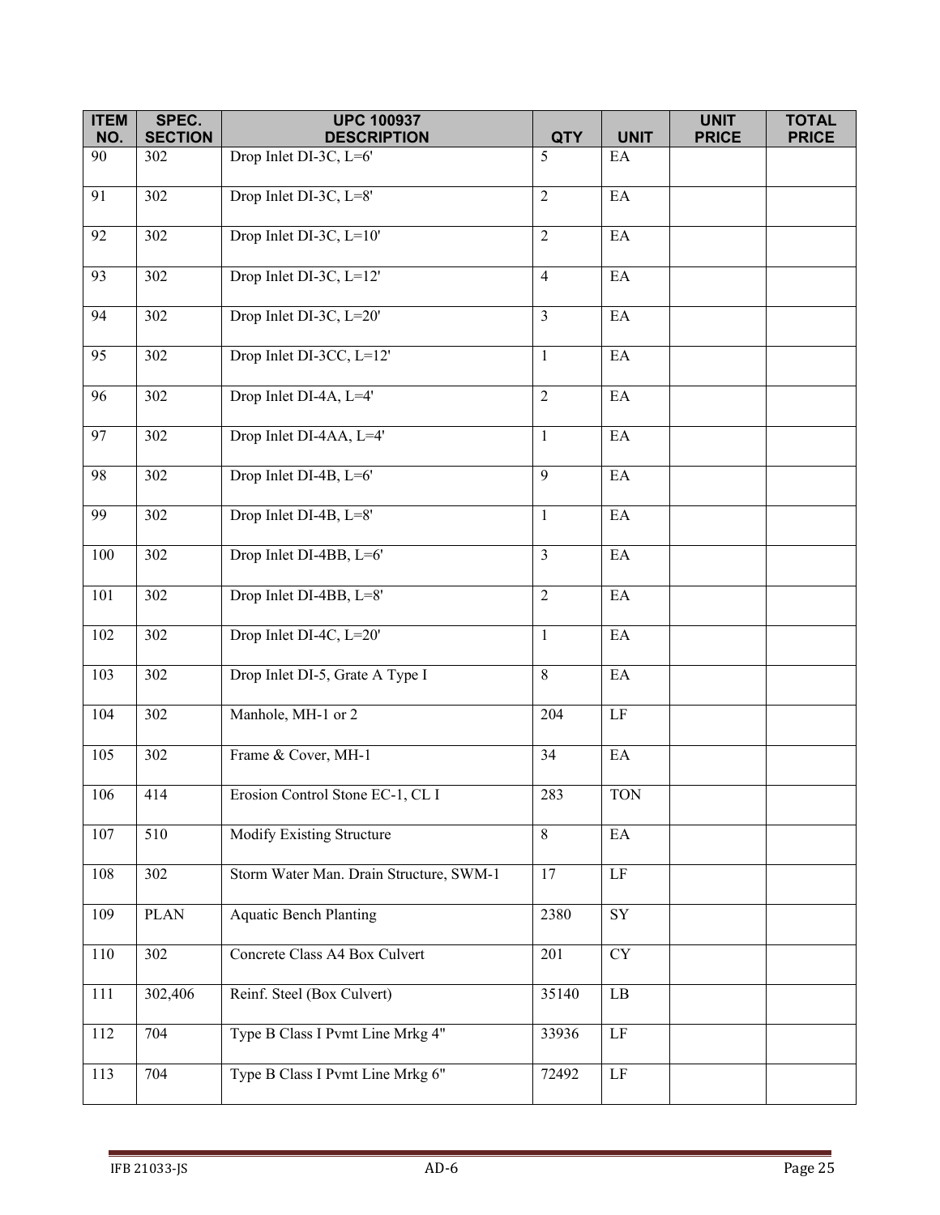| ITEM NO. | SPEC. SECTION | UPC 100937 DESCRIPTION | QTY | UNIT | UNIT PRICE | TOTAL PRICE |
|---|---|---|---|---|---|---|
| 90 | 302 | Drop Inlet DI-3C, L=6' | 5 | EA | | |
| 91 | 302 | Drop Inlet DI-3C, L=8' | 2 | EA | | |
| 92 | 302 | Drop Inlet DI-3C, L=10' | 2 | EA | | |
| 93 | 302 | Drop Inlet DI-3C, L=12' | 4 | EA | | |
| 94 | 302 | Drop Inlet DI-3C, L=20' | 3 | EA | | |
| 95 | 302 | Drop Inlet DI-3CC, L=12' | 1 | EA | | |
| 96 | 302 | Drop Inlet DI-4A, L=4' | 2 | EA | | |
| 97 | 302 | Drop Inlet DI-4AA, L=4' | 1 | EA | | |
| 98 | 302 | Drop Inlet DI-4B, L=6' | 9 | EA | | |
| 99 | 302 | Drop Inlet DI-4B, L=8' | 1 | EA | | |
| 100 | 302 | Drop Inlet DI-4BB, L=6' | 3 | EA | | |
| 101 | 302 | Drop Inlet DI-4BB, L=8' | 2 | EA | | |
| 102 | 302 | Drop Inlet DI-4C, L=20' | 1 | EA | | |
| 103 | 302 | Drop Inlet DI-5, Grate A Type I | 8 | EA | | |
| 104 | 302 | Manhole, MH-1 or 2 | 204 | LF | | |
| 105 | 302 | Frame & Cover, MH-1 | 34 | EA | | |
| 106 | 414 | Erosion Control Stone EC-1, CL I | 283 | TON | | |
| 107 | 510 | Modify Existing Structure | 8 | EA | | |
| 108 | 302 | Storm Water Man. Drain Structure, SWM-1 | 17 | LF | | |
| 109 | PLAN | Aquatic Bench Planting | 2380 | SY | | |
| 110 | 302 | Concrete Class A4 Box Culvert | 201 | CY | | |
| 111 | 302,406 | Reinf. Steel (Box Culvert) | 35140 | LB | | |
| 112 | 704 | Type B Class I Pvmt Line Mrkg 4" | 33936 | LF | | |
| 113 | 704 | Type B Class I Pvmt Line Mrkg 6" | 72492 | LF | | |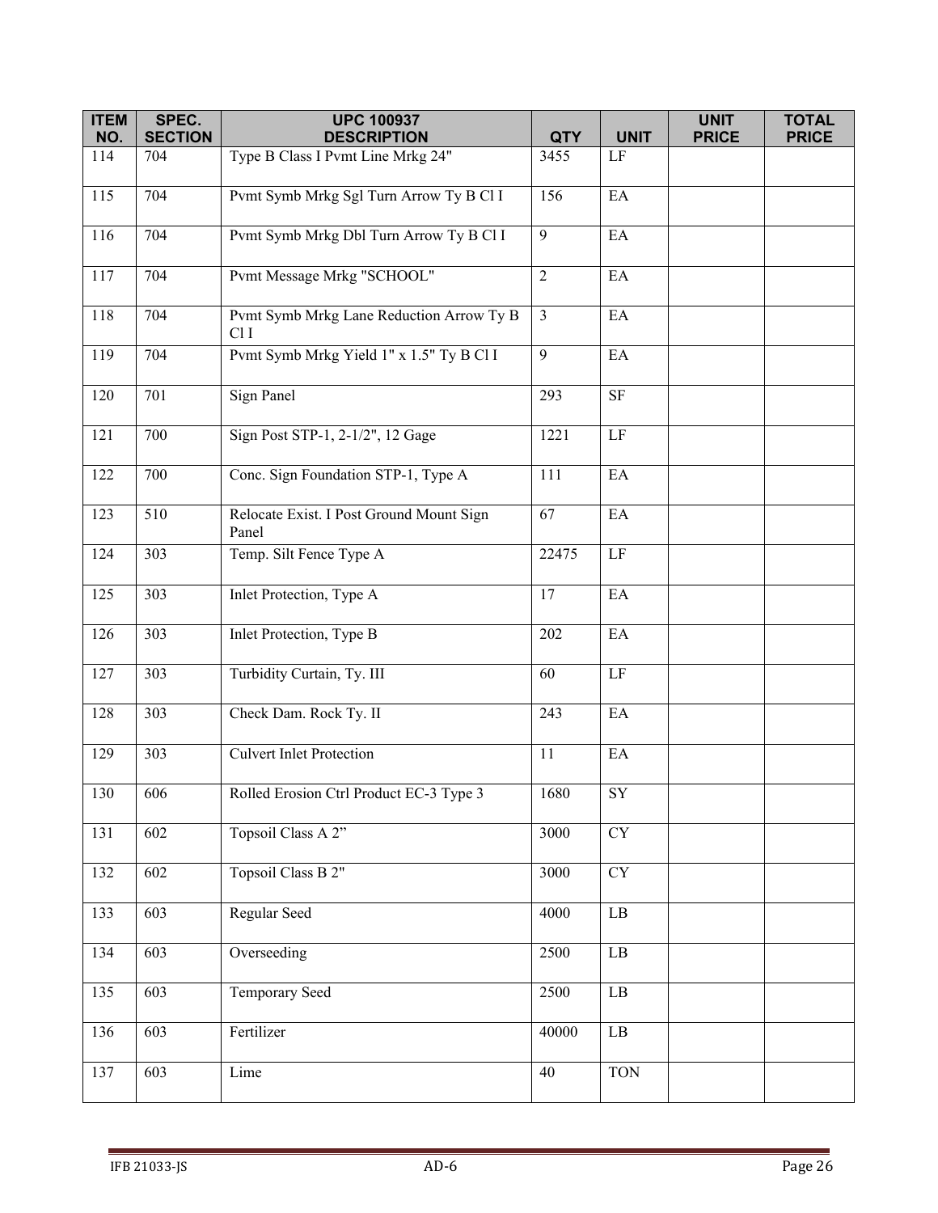| ITEM NO. | SPEC. SECTION | UPC 100937 DESCRIPTION | QTY | UNIT | UNIT PRICE | TOTAL PRICE |
|---|---|---|---|---|---|---|
| 114 | 704 | Type B Class I Pvmt Line Mrkg 24" | 3455 | LF | | |
| 115 | 704 | Pvmt Symb Mrkg Sgl Turn Arrow Ty B Cl I | 156 | EA | | |
| 116 | 704 | Pvmt Symb Mrkg Dbl Turn Arrow Ty B Cl I | 9 | EA | | |
| 117 | 704 | Pvmt Message Mrkg "SCHOOL" | 2 | EA | | |
| 118 | 704 | Pvmt Symb Mrkg Lane Reduction Arrow Ty B Cl I | 3 | EA | | |
| 119 | 704 | Pvmt Symb Mrkg Yield 1" x 1.5" Ty B Cl I | 9 | EA | | |
| 120 | 701 | Sign Panel | 293 | SF | | |
| 121 | 700 | Sign Post STP-1, 2-1/2", 12 Gage | 1221 | LF | | |
| 122 | 700 | Conc. Sign Foundation STP-1, Type A | 111 | EA | | |
| 123 | 510 | Relocate Exist. I Post Ground Mount Sign Panel | 67 | EA | | |
| 124 | 303 | Temp. Silt Fence Type A | 22475 | LF | | |
| 125 | 303 | Inlet Protection, Type A | 17 | EA | | |
| 126 | 303 | Inlet Protection, Type B | 202 | EA | | |
| 127 | 303 | Turbidity Curtain, Ty. III | 60 | LF | | |
| 128 | 303 | Check Dam. Rock Ty. II | 243 | EA | | |
| 129 | 303 | Culvert Inlet Protection | 11 | EA | | |
| 130 | 606 | Rolled Erosion Ctrl Product EC-3 Type 3 | 1680 | SY | | |
| 131 | 602 | Topsoil Class A 2” | 3000 | CY | | |
| 132 | 602 | Topsoil Class B 2" | 3000 | CY | | |
| 133 | 603 | Regular Seed | 4000 | LB | | |
| 134 | 603 | Overseeding | 2500 | LB | | |
| 135 | 603 | Temporary Seed | 2500 | LB | | |
| 136 | 603 | Fertilizer | 40000 | LB | | |
| 137 | 603 | Lime | 40 | TON | | |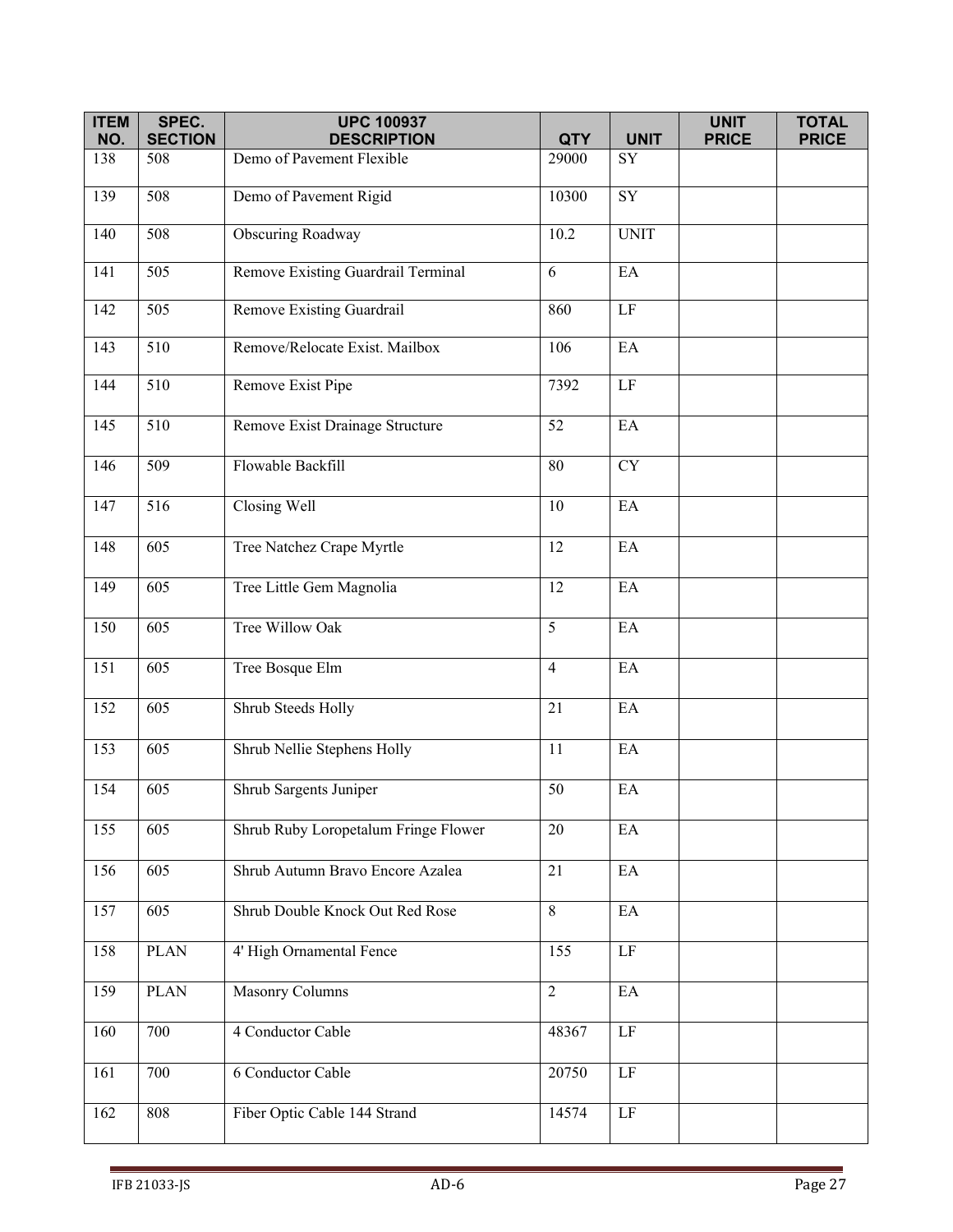| ITEM NO. | SPEC. SECTION | UPC 100937 DESCRIPTION | QTY | UNIT | UNIT PRICE | TOTAL PRICE |
|---|---|---|---|---|---|---|
| 138 | 508 | Demo of Pavement Flexible | 29000 | SY | | |
| 139 | 508 | Demo of Pavement Rigid | 10300 | SY | | |
| 140 | 508 | Obscuring Roadway | 10.2 | UNIT | | |
| 141 | 505 | Remove Existing Guardrail Terminal | 6 | EA | | |
| 142 | 505 | Remove Existing Guardrail | 860 | LF | | |
| 143 | 510 | Remove/Relocate Exist. Mailbox | 106 | EA | | |
| 144 | 510 | Remove Exist Pipe | 7392 | LF | | |
| 145 | 510 | Remove Exist Drainage Structure | 52 | EA | | |
| 146 | 509 | Flowable Backfill | 80 | CY | | |
| 147 | 516 | Closing Well | 10 | EA | | |
| 148 | 605 | Tree Natchez Crape Myrtle | 12 | EA | | |
| 149 | 605 | Tree Little Gem Magnolia | 12 | EA | | |
| 150 | 605 | Tree Willow Oak | 5 | EA | | |
| 151 | 605 | Tree Bosque Elm | 4 | EA | | |
| 152 | 605 | Shrub Steeds Holly | 21 | EA | | |
| 153 | 605 | Shrub Nellie Stephens Holly | 11 | EA | | |
| 154 | 605 | Shrub Sargents Juniper | 50 | EA | | |
| 155 | 605 | Shrub Ruby Loropetalum Fringe Flower | 20 | EA | | |
| 156 | 605 | Shrub Autumn Bravo Encore Azalea | 21 | EA | | |
| 157 | 605 | Shrub Double Knock Out Red Rose | 8 | EA | | |
| 158 | PLAN | 4' High Ornamental Fence | 155 | LF | | |
| 159 | PLAN | Masonry Columns | 2 | EA | | |
| 160 | 700 | 4 Conductor Cable | 48367 | LF | | |
| 161 | 700 | 6 Conductor Cable | 20750 | LF | | |
| 162 | 808 | Fiber Optic Cable 144 Strand | 14574 | LF | | |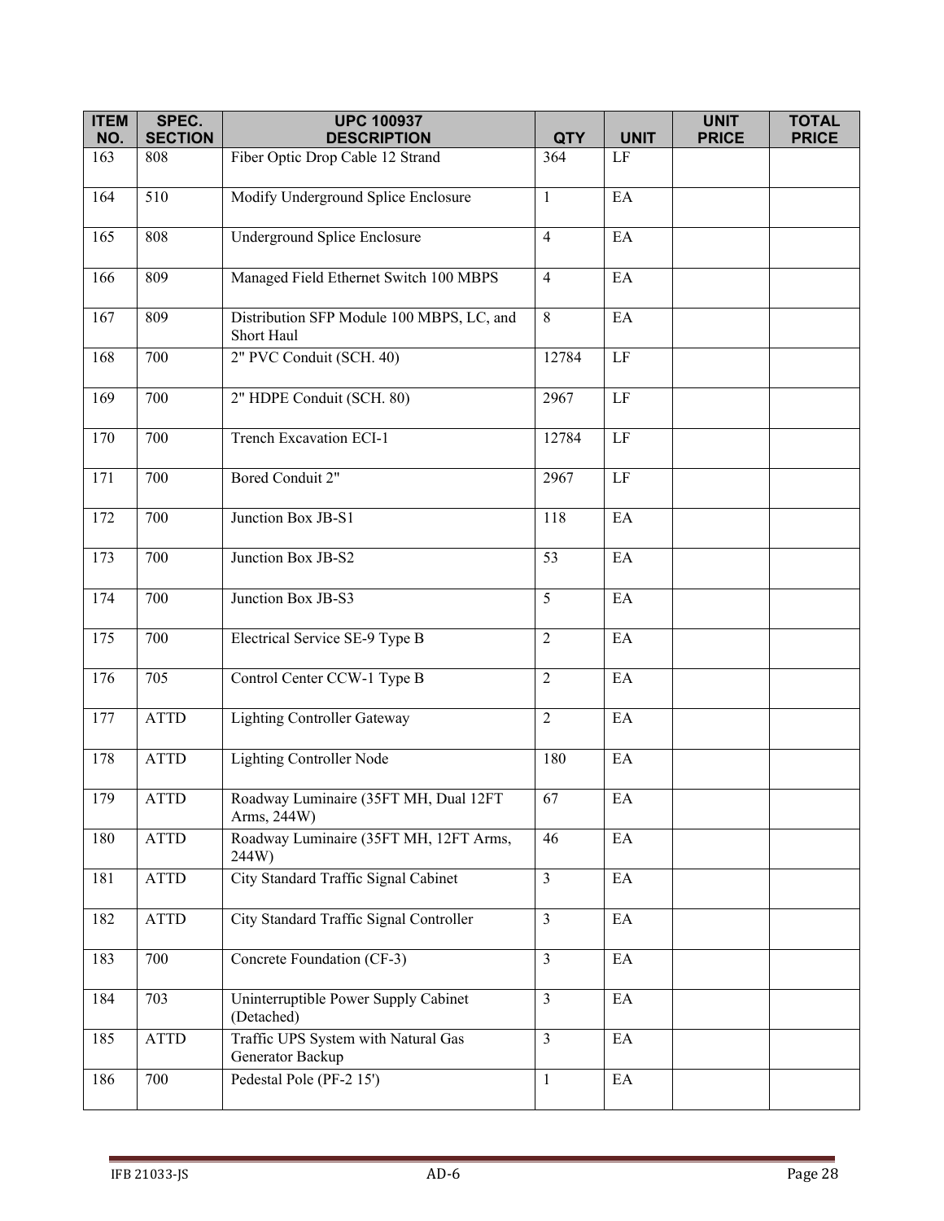| ITEM NO. | SPEC. SECTION | UPC 100937 DESCRIPTION | QTY | UNIT | UNIT PRICE | TOTAL PRICE |
|---|---|---|---|---|---|---|
| 163 | 808 | Fiber Optic Drop Cable 12 Strand | 364 | LF | | |
| 164 | 510 | Modify Underground Splice Enclosure | 1 | EA | | |
| 165 | 808 | Underground Splice Enclosure | 4 | EA | | |
| 166 | 809 | Managed Field Ethernet Switch 100 MBPS | 4 | EA | | |
| 167 | 809 | Distribution SFP Module 100 MBPS, LC, and Short Haul | 8 | EA | | |
| 168 | 700 | 2" PVC Conduit (SCH. 40) | 12784 | LF | | |
| 169 | 700 | 2" HDPE Conduit (SCH. 80) | 2967 | LF | | |
| 170 | 700 | Trench Excavation ECI-1 | 12784 | LF | | |
| 171 | 700 | Bored Conduit 2" | 2967 | LF | | |
| 172 | 700 | Junction Box JB-S1 | 118 | EA | | |
| 173 | 700 | Junction Box JB-S2 | 53 | EA | | |
| 174 | 700 | Junction Box JB-S3 | 5 | EA | | |
| 175 | 700 | Electrical Service SE-9 Type B | 2 | EA | | |
| 176 | 705 | Control Center CCW-1 Type B | 2 | EA | | |
| 177 | ATTD | Lighting Controller Gateway | 2 | EA | | |
| 178 | ATTD | Lighting Controller Node | 180 | EA | | |
| 179 | ATTD | Roadway Luminaire (35FT MH, Dual 12FT Arms, 244W) | 67 | EA | | |
| 180 | ATTD | Roadway Luminaire (35FT MH, 12FT Arms, 244W) | 46 | EA | | |
| 181 | ATTD | City Standard Traffic Signal Cabinet | 3 | EA | | |
| 182 | ATTD | City Standard Traffic Signal Controller | 3 | EA | | |
| 183 | 700 | Concrete Foundation (CF-3) | 3 | EA | | |
| 184 | 703 | Uninterruptible Power Supply Cabinet (Detached) | 3 | EA | | |
| 185 | ATTD | Traffic UPS System with Natural Gas Generator Backup | 3 | EA | | |
| 186 | 700 | Pedestal Pole (PF-2 15') | 1 | EA | | |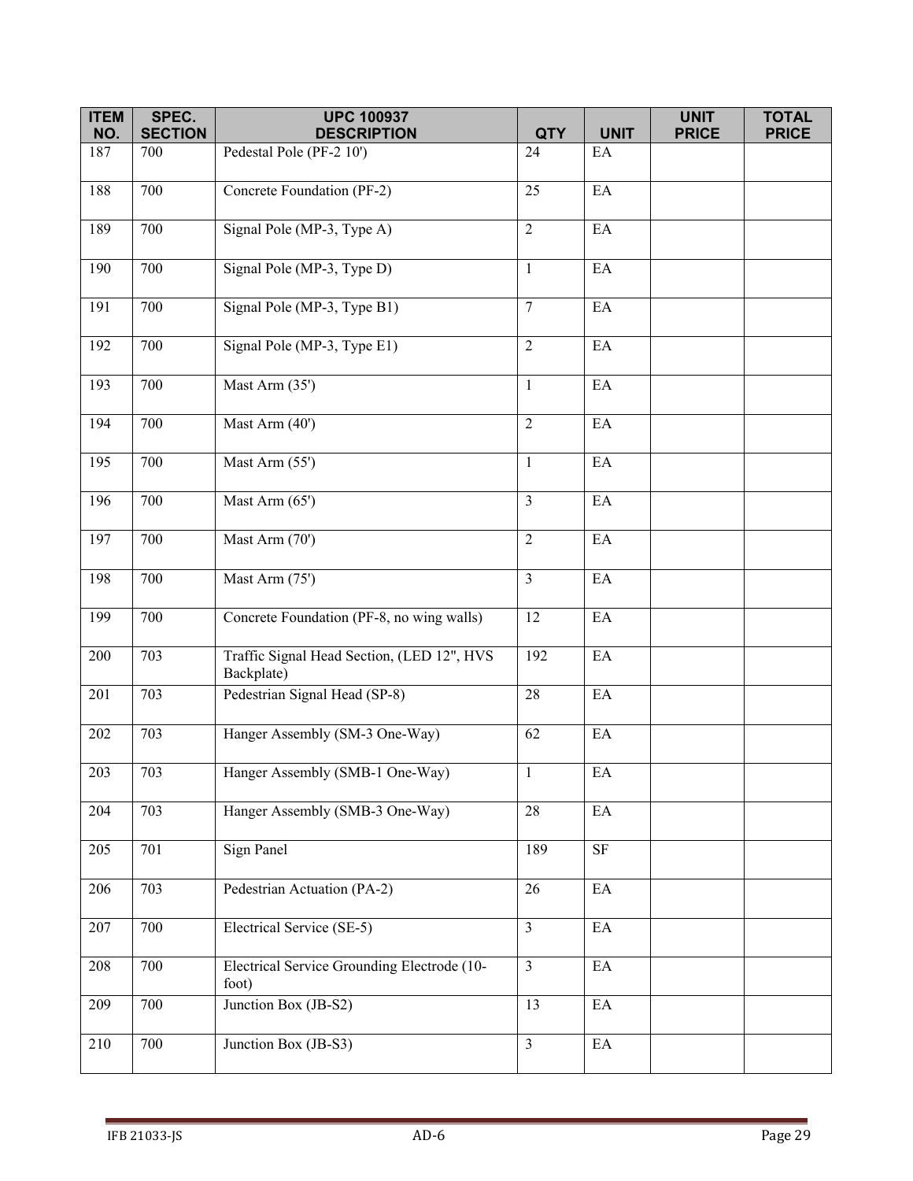| ITEM NO. | SPEC. SECTION | UPC 100937 DESCRIPTION | QTY | UNIT | UNIT PRICE | TOTAL PRICE |
|---|---|---|---|---|---|---|
| 187 | 700 | Pedestal Pole (PF-2 10') | 24 | EA | | |
| 188 | 700 | Concrete Foundation (PF-2) | 25 | EA | | |
| 189 | 700 | Signal Pole (MP-3, Type A) | 2 | EA | | |
| 190 | 700 | Signal Pole (MP-3, Type D) | 1 | EA | | |
| 191 | 700 | Signal Pole (MP-3, Type B1) | 7 | EA | | |
| 192 | 700 | Signal Pole (MP-3, Type E1) | 2 | EA | | |
| 193 | 700 | Mast Arm (35') | 1 | EA | | |
| 194 | 700 | Mast Arm (40') | 2 | EA | | |
| 195 | 700 | Mast Arm (55') | 1 | EA | | |
| 196 | 700 | Mast Arm (65') | 3 | EA | | |
| 197 | 700 | Mast Arm (70') | 2 | EA | | |
| 198 | 700 | Mast Arm (75') | 3 | EA | | |
| 199 | 700 | Concrete Foundation (PF-8, no wing walls) | 12 | EA | | |
| 200 | 703 | Traffic Signal Head Section, (LED 12", HVS Backplate) | 192 | EA | | |
| 201 | 703 | Pedestrian Signal Head (SP-8) | 28 | EA | | |
| 202 | 703 | Hanger Assembly (SM-3 One-Way) | 62 | EA | | |
| 203 | 703 | Hanger Assembly (SMB-1 One-Way) | 1 | EA | | |
| 204 | 703 | Hanger Assembly (SMB-3 One-Way) | 28 | EA | | |
| 205 | 701 | Sign Panel | 189 | SF | | |
| 206 | 703 | Pedestrian Actuation (PA-2) | 26 | EA | | |
| 207 | 700 | Electrical Service (SE-5) | 3 | EA | | |
| 208 | 700 | Electrical Service Grounding Electrode (10-foot) | 3 | EA | | |
| 209 | 700 | Junction Box (JB-S2) | 13 | EA | | |
| 210 | 700 | Junction Box (JB-S3) | 3 | EA | | |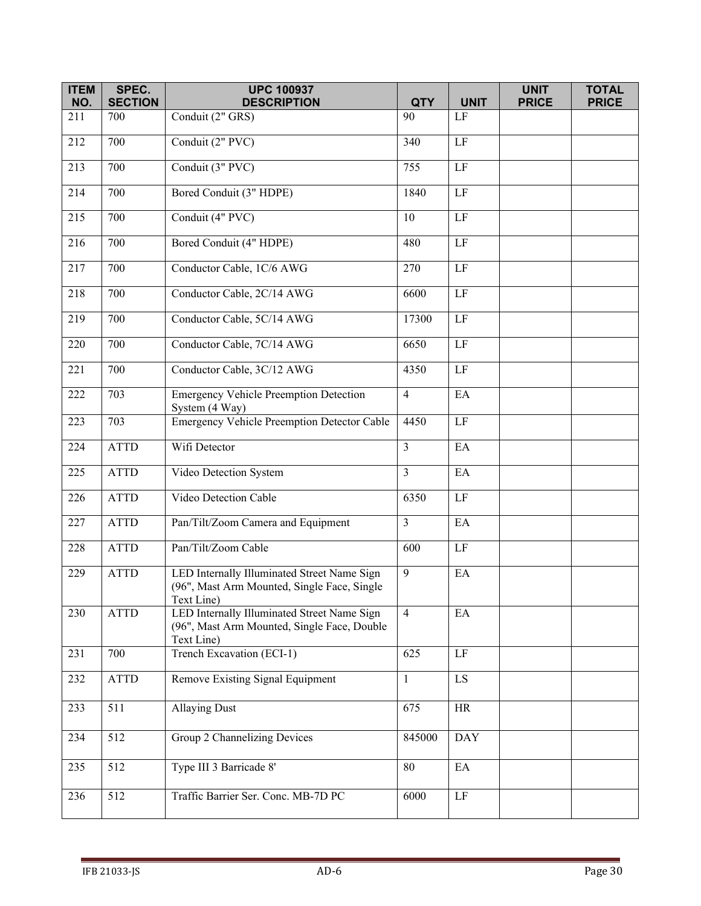| ITEM NO. | SPEC. SECTION | UPC 100937 DESCRIPTION | QTY | UNIT | UNIT PRICE | TOTAL PRICE |
|---|---|---|---|---|---|---|
| 211 | 700 | Conduit (2" GRS) | 90 | LF | | |
| 212 | 700 | Conduit (2" PVC) | 340 | LF | | |
| 213 | 700 | Conduit (3" PVC) | 755 | LF | | |
| 214 | 700 | Bored Conduit (3" HDPE) | 1840 | LF | | |
| 215 | 700 | Conduit (4" PVC) | 10 | LF | | |
| 216 | 700 | Bored Conduit (4" HDPE) | 480 | LF | | |
| 217 | 700 | Conductor Cable, 1C/6 AWG | 270 | LF | | |
| 218 | 700 | Conductor Cable, 2C/14 AWG | 6600 | LF | | |
| 219 | 700 | Conductor Cable, 5C/14 AWG | 17300 | LF | | |
| 220 | 700 | Conductor Cable, 7C/14 AWG | 6650 | LF | | |
| 221 | 700 | Conductor Cable, 3C/12 AWG | 4350 | LF | | |
| 222 | 703 | Emergency Vehicle Preemption Detection System (4 Way) | 4 | EA | | |
| 223 | 703 | Emergency Vehicle Preemption Detector Cable | 4450 | LF | | |
| 224 | ATTD | Wifi Detector | 3 | EA | | |
| 225 | ATTD | Video Detection System | 3 | EA | | |
| 226 | ATTD | Video Detection Cable | 6350 | LF | | |
| 227 | ATTD | Pan/Tilt/Zoom Camera and Equipment | 3 | EA | | |
| 228 | ATTD | Pan/Tilt/Zoom Cable | 600 | LF | | |
| 229 | ATTD | LED Internally Illuminated Street Name Sign (96", Mast Arm Mounted, Single Face, Single Text Line) | 9 | EA | | |
| 230 | ATTD | LED Internally Illuminated Street Name Sign (96", Mast Arm Mounted, Single Face, Double Text Line) | 4 | EA | | |
| 231 | 700 | Trench Excavation (ECI-1) | 625 | LF | | |
| 232 | ATTD | Remove Existing Signal Equipment | 1 | LS | | |
| 233 | 511 | Allaying Dust | 675 | HR | | |
| 234 | 512 | Group 2 Channelizing Devices | 845000 | DAY | | |
| 235 | 512 | Type III 3 Barricade 8' | 80 | EA | | |
| 236 | 512 | Traffic Barrier Ser. Conc. MB-7D PC | 6000 | LF | | |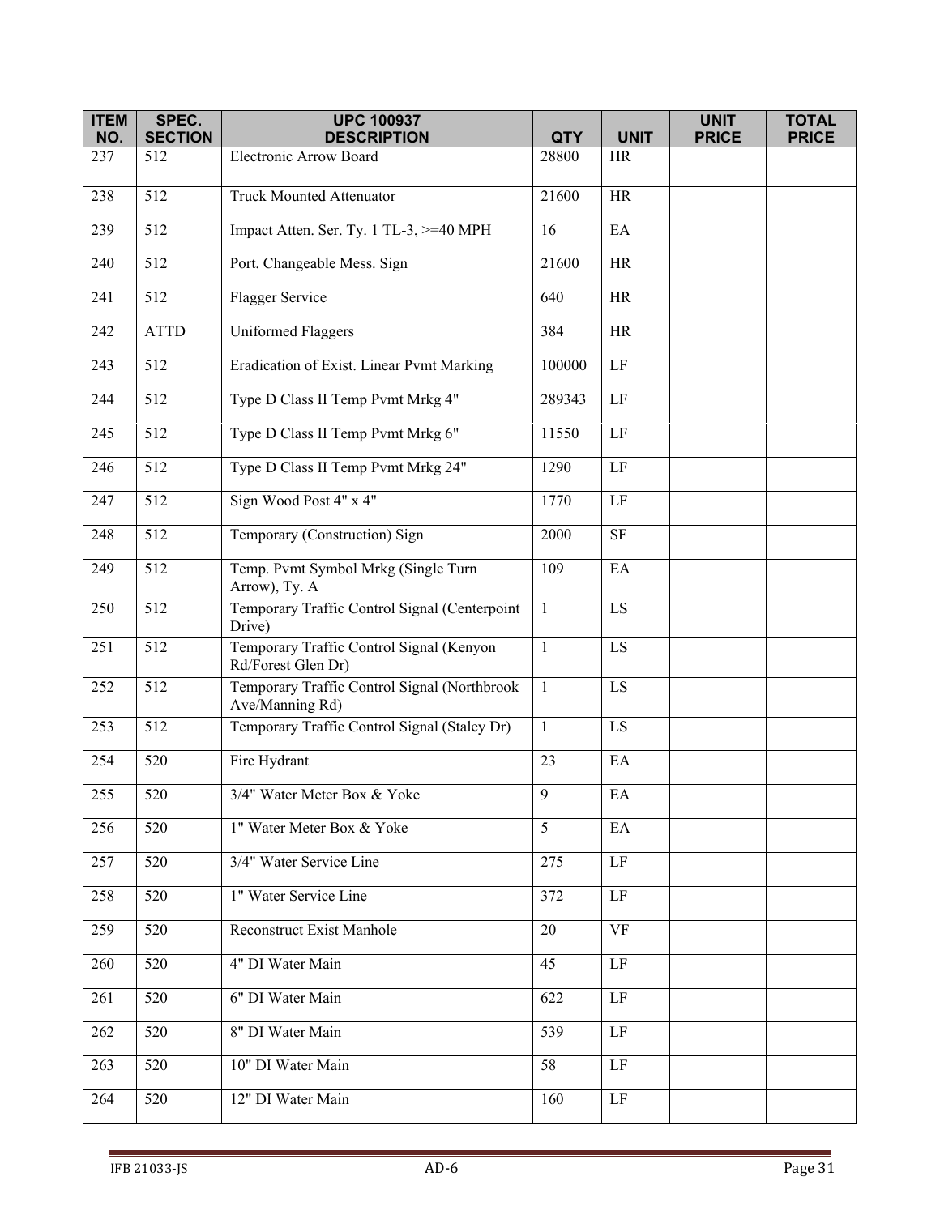| ITEM NO. | SPEC. SECTION | UPC 100937 DESCRIPTION | QTY | UNIT | UNIT PRICE | TOTAL PRICE |
|---|---|---|---|---|---|---|
| 237 | 512 | Electronic Arrow Board | 28800 | HR | | |
| 238 | 512 | Truck Mounted Attenuator | 21600 | HR | | |
| 239 | 512 | Impact Atten. Ser. Ty. 1 TL-3, >=40 MPH | 16 | EA | | |
| 240 | 512 | Port. Changeable Mess. Sign | 21600 | HR | | |
| 241 | 512 | Flagger Service | 640 | HR | | |
| 242 | ATTD | Uniformed Flaggers | 384 | HR | | |
| 243 | 512 | Eradication of Exist. Linear Pvmt Marking | 100000 | LF | | |
| 244 | 512 | Type D Class II Temp Pvmt Mrkg 4" | 289343 | LF | | |
| 245 | 512 | Type D Class II Temp Pvmt Mrkg 6" | 11550 | LF | | |
| 246 | 512 | Type D Class II Temp Pvmt Mrkg 24" | 1290 | LF | | |
| 247 | 512 | Sign Wood Post 4" x 4" | 1770 | LF | | |
| 248 | 512 | Temporary (Construction) Sign | 2000 | SF | | |
| 249 | 512 | Temp. Pvmt Symbol Mrkg (Single Turn Arrow), Ty. A | 109 | EA | | |
| 250 | 512 | Temporary Traffic Control Signal (Centerpoint Drive) | 1 | LS | | |
| 251 | 512 | Temporary Traffic Control Signal (Kenyon Rd/Forest Glen Dr) | 1 | LS | | |
| 252 | 512 | Temporary Traffic Control Signal (Northbrook Ave/Manning Rd) | 1 | LS | | |
| 253 | 512 | Temporary Traffic Control Signal (Staley Dr) | 1 | LS | | |
| 254 | 520 | Fire Hydrant | 23 | EA | | |
| 255 | 520 | 3/4" Water Meter Box & Yoke | 9 | EA | | |
| 256 | 520 | 1" Water Meter Box & Yoke | 5 | EA | | |
| 257 | 520 | 3/4" Water Service Line | 275 | LF | | |
| 258 | 520 | 1" Water Service Line | 372 | LF | | |
| 259 | 520 | Reconstruct Exist Manhole | 20 | VF | | |
| 260 | 520 | 4" DI Water Main | 45 | LF | | |
| 261 | 520 | 6" DI Water Main | 622 | LF | | |
| 262 | 520 | 8" DI Water Main | 539 | LF | | |
| 263 | 520 | 10" DI Water Main | 58 | LF | | |
| 264 | 520 | 12" DI Water Main | 160 | LF | | |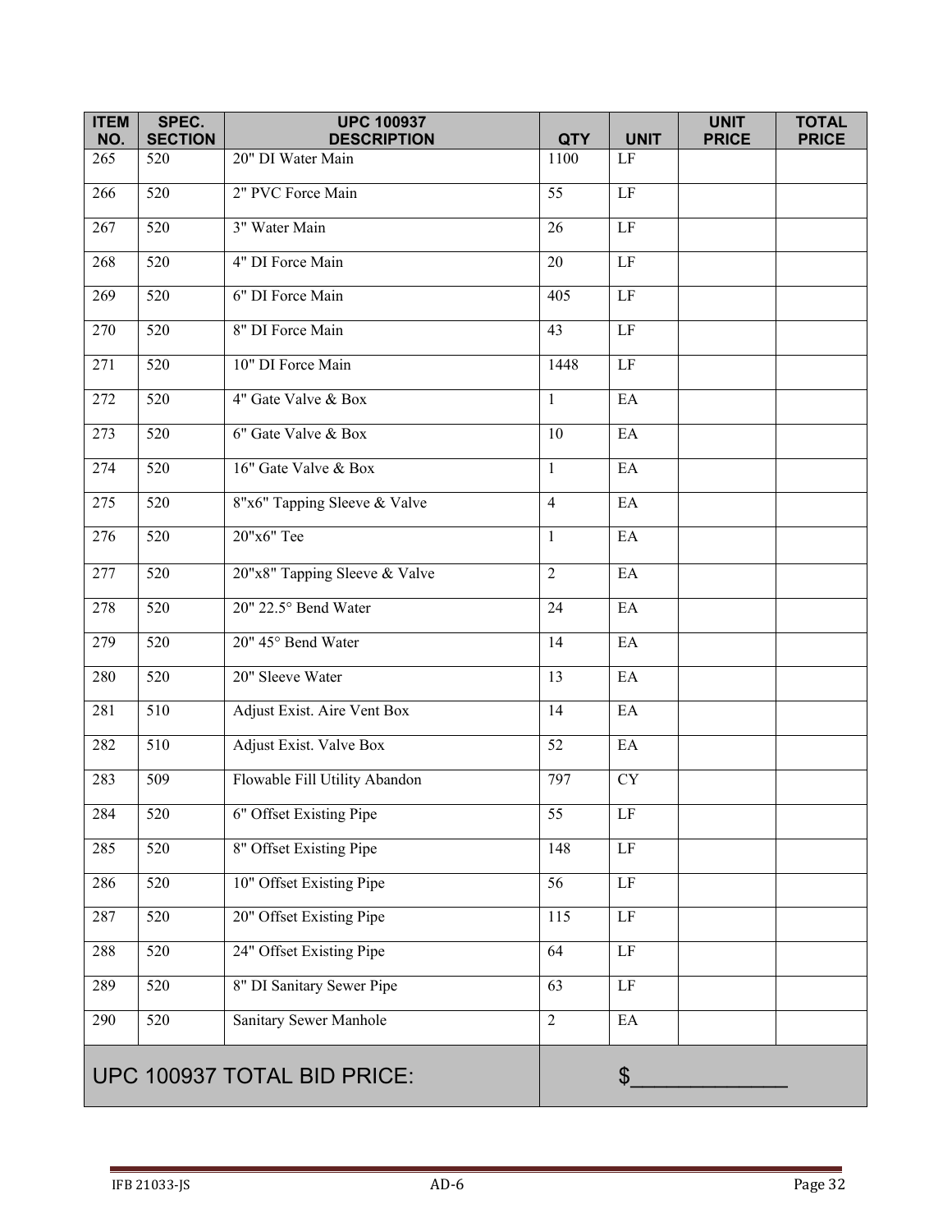| ITEM NO. | SPEC. SECTION | UPC 100937 DESCRIPTION | QTY | UNIT | UNIT PRICE | TOTAL PRICE |
|---|---|---|---|---|---|---|
| 265 | 520 | 20" DI Water Main | 1100 | LF | | |
| 266 | 520 | 2" PVC Force Main | 55 | LF | | |
| 267 | 520 | 3" Water Main | 26 | LF | | |
| 268 | 520 | 4" DI Force Main | 20 | LF | | |
| 269 | 520 | 6" DI Force Main | 405 | LF | | |
| 270 | 520 | 8" DI Force Main | 43 | LF | | |
| 271 | 520 | 10" DI Force Main | 1448 | LF | | |
| 272 | 520 | 4" Gate Valve & Box | 1 | EA | | |
| 273 | 520 | 6" Gate Valve & Box | 10 | EA | | |
| 274 | 520 | 16" Gate Valve & Box | 1 | EA | | |
| 275 | 520 | 8"x6" Tapping Sleeve & Valve | 4 | EA | | |
| 276 | 520 | 20"x6" Tee | 1 | EA | | |
| 277 | 520 | 20"x8" Tapping Sleeve & Valve | 2 | EA | | |
| 278 | 520 | 20" 22.5° Bend Water | 24 | EA | | |
| 279 | 520 | 20" 45° Bend Water | 14 | EA | | |
| 280 | 520 | 20" Sleeve Water | 13 | EA | | |
| 281 | 510 | Adjust Exist. Aire Vent Box | 14 | EA | | |
| 282 | 510 | Adjust Exist. Valve Box | 52 | EA | | |
| 283 | 509 | Flowable Fill Utility Abandon | 797 | CY | | |
| 284 | 520 | 6" Offset Existing Pipe | 55 | LF | | |
| 285 | 520 | 8" Offset Existing Pipe | 148 | LF | | |
| 286 | 520 | 10" Offset Existing Pipe | 56 | LF | | |
| 287 | 520 | 20" Offset Existing Pipe | 115 | LF | | |
| 288 | 520 | 24" Offset Existing Pipe | 64 | LF | | |
| 289 | 520 | 8" DI Sanitary Sewer Pipe | 63 | LF | | |
| 290 | 520 | Sanitary Sewer Manhole | 2 | EA | | |
| UPC 100937 TOTAL BID PRICE: | | | $_____________ | | | |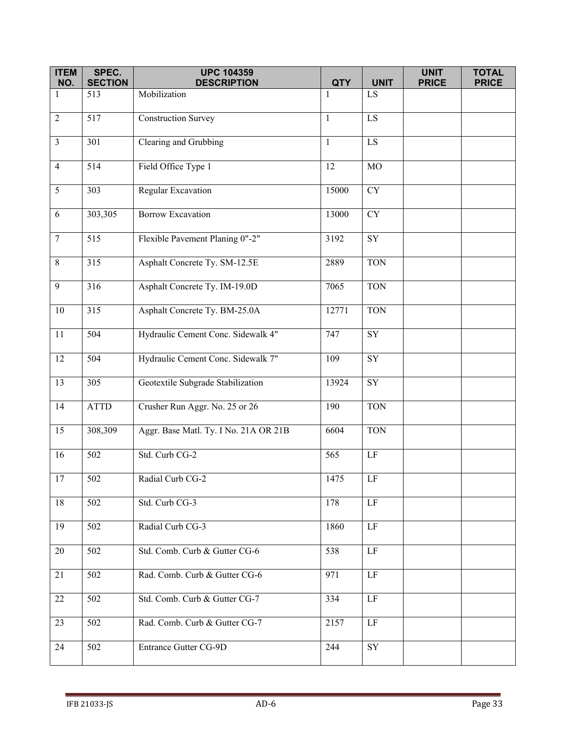| ITEM NO. | SPEC. SECTION | UPC 104359 DESCRIPTION | QTY | UNIT | UNIT PRICE | TOTAL PRICE |
|---|---|---|---|---|---|---|
| 1 | 513 | Mobilization | 1 | LS | | |
| 2 | 517 | Construction Survey | 1 | LS | | |
| 3 | 301 | Clearing and Grubbing | 1 | LS | | |
| 4 | 514 | Field Office Type 1 | 12 | MO | | |
| 5 | 303 | Regular Excavation | 15000 | CY | | |
| 6 | 303,305 | Borrow Excavation | 13000 | CY | | |
| 7 | 515 | Flexible Pavement Planing 0"-2" | 3192 | SY | | |
| 8 | 315 | Asphalt Concrete Ty. SM-12.5E | 2889 | TON | | |
| 9 | 316 | Asphalt Concrete Ty. IM-19.0D | 7065 | TON | | |
| 10 | 315 | Asphalt Concrete Ty. BM-25.0A | 12771 | TON | | |
| 11 | 504 | Hydraulic Cement Conc. Sidewalk 4" | 747 | SY | | |
| 12 | 504 | Hydraulic Cement Conc. Sidewalk 7" | 109 | SY | | |
| 13 | 305 | Geotextile Subgrade Stabilization | 13924 | SY | | |
| 14 | ATTD | Crusher Run Aggr. No. 25 or 26 | 190 | TON | | |
| 15 | 308,309 | Aggr. Base Matl. Ty. I No. 21A OR 21B | 6604 | TON | | |
| 16 | 502 | Std. Curb CG-2 | 565 | LF | | |
| 17 | 502 | Radial Curb CG-2 | 1475 | LF | | |
| 18 | 502 | Std. Curb CG-3 | 178 | LF | | |
| 19 | 502 | Radial Curb CG-3 | 1860 | LF | | |
| 20 | 502 | Std. Comb. Curb & Gutter CG-6 | 538 | LF | | |
| 21 | 502 | Rad. Comb. Curb & Gutter CG-6 | 971 | LF | | |
| 22 | 502 | Std. Comb. Curb & Gutter CG-7 | 334 | LF | | |
| 23 | 502 | Rad. Comb. Curb & Gutter CG-7 | 2157 | LF | | |
| 24 | 502 | Entrance Gutter CG-9D | 244 | SY | | |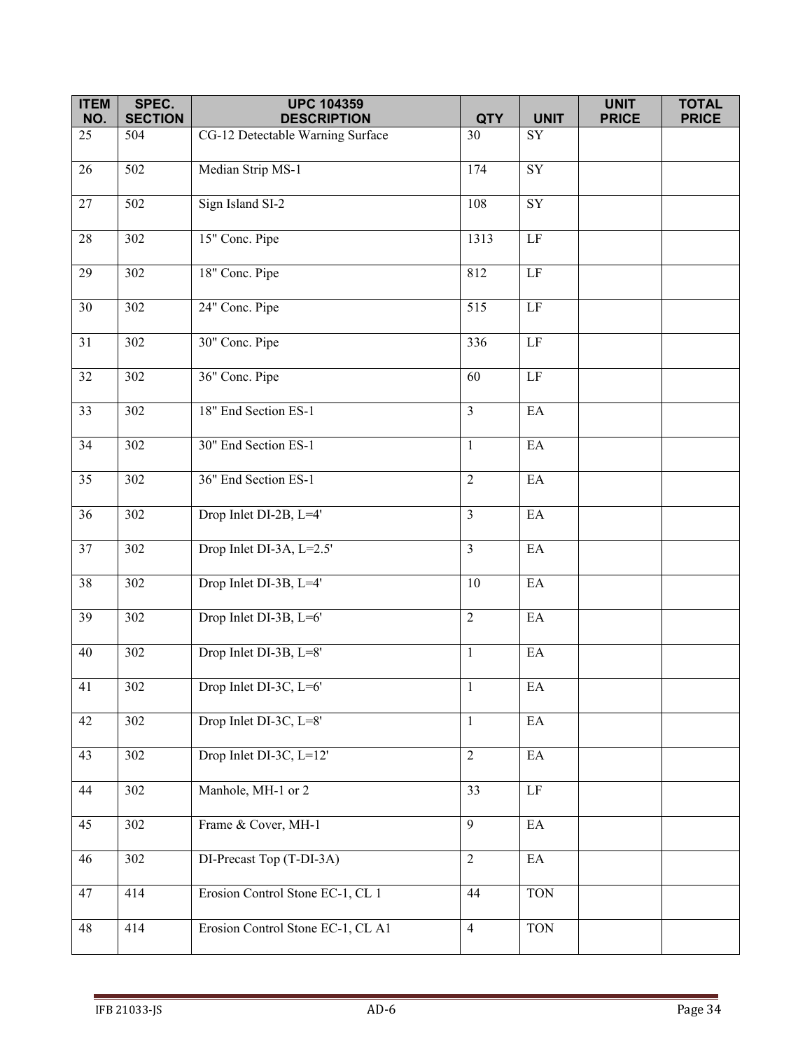| ITEM NO. | SPEC. SECTION | UPC 104359 DESCRIPTION | QTY | UNIT | UNIT PRICE | TOTAL PRICE |
|---|---|---|---|---|---|---|
| 25 | 504 | CG-12 Detectable Warning Surface | 30 | SY | | |
| 26 | 502 | Median Strip MS-1 | 174 | SY | | |
| 27 | 502 | Sign Island SI-2 | 108 | SY | | |
| 28 | 302 | 15" Conc. Pipe | 1313 | LF | | |
| 29 | 302 | 18" Conc. Pipe | 812 | LF | | |
| 30 | 302 | 24" Conc. Pipe | 515 | LF | | |
| 31 | 302 | 30" Conc. Pipe | 336 | LF | | |
| 32 | 302 | 36" Conc. Pipe | 60 | LF | | |
| 33 | 302 | 18" End Section ES-1 | 3 | EA | | |
| 34 | 302 | 30" End Section ES-1 | 1 | EA | | |
| 35 | 302 | 36" End Section ES-1 | 2 | EA | | |
| 36 | 302 | Drop Inlet DI-2B, L=4' | 3 | EA | | |
| 37 | 302 | Drop Inlet DI-3A, L=2.5' | 3 | EA | | |
| 38 | 302 | Drop Inlet DI-3B, L=4' | 10 | EA | | |
| 39 | 302 | Drop Inlet DI-3B, L=6' | 2 | EA | | |
| 40 | 302 | Drop Inlet DI-3B, L=8' | 1 | EA | | |
| 41 | 302 | Drop Inlet DI-3C, L=6' | 1 | EA | | |
| 42 | 302 | Drop Inlet DI-3C, L=8' | 1 | EA | | |
| 43 | 302 | Drop Inlet DI-3C, L=12' | 2 | EA | | |
| 44 | 302 | Manhole, MH-1 or 2 | 33 | LF | | |
| 45 | 302 | Frame & Cover, MH-1 | 9 | EA | | |
| 46 | 302 | DI-Precast Top (T-DI-3A) | 2 | EA | | |
| 47 | 414 | Erosion Control Stone EC-1, CL 1 | 44 | TON | | |
| 48 | 414 | Erosion Control Stone EC-1, CL A1 | 4 | TON | | |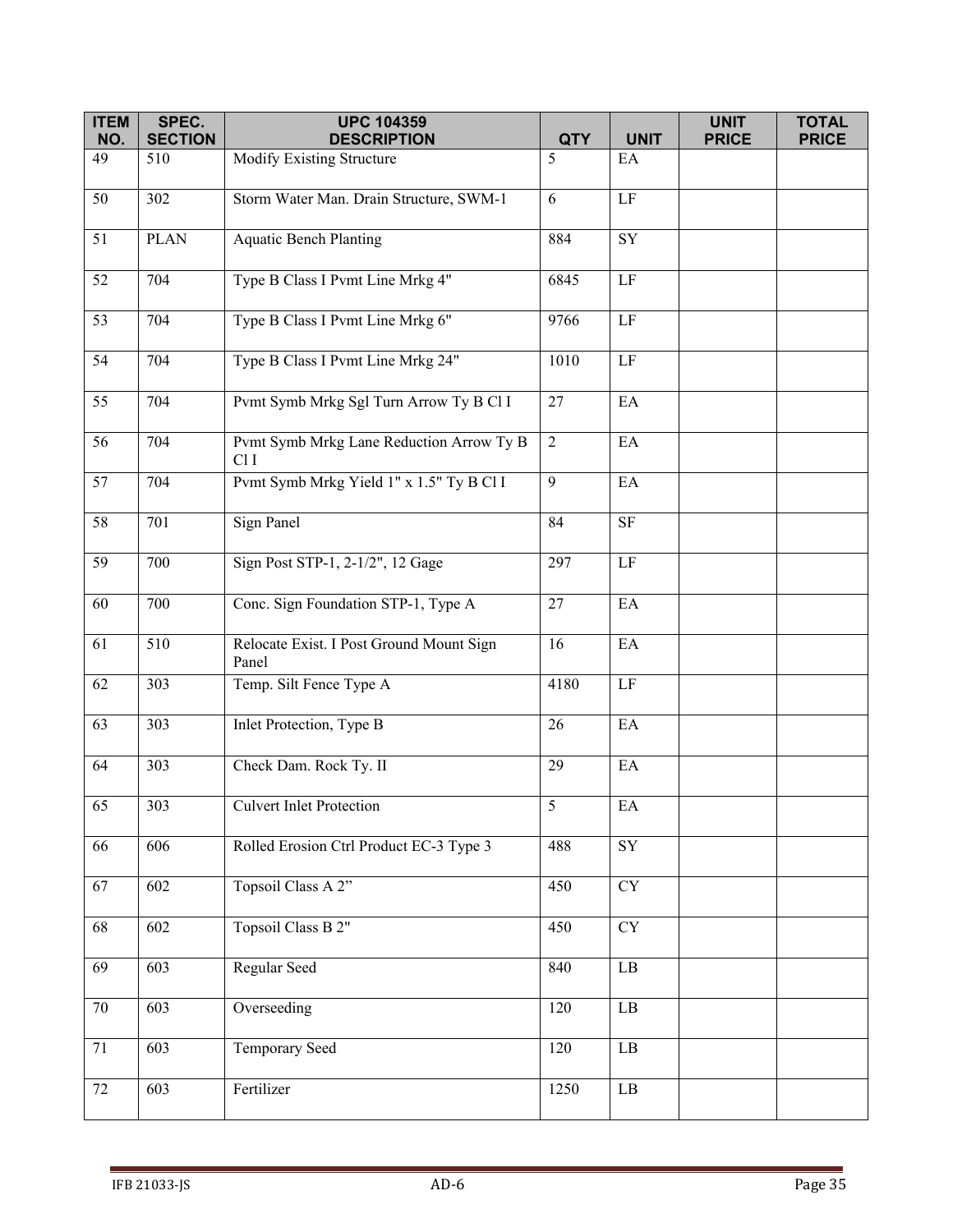| ITEM NO. | SPEC. SECTION | UPC 104359 DESCRIPTION | QTY | UNIT | UNIT PRICE | TOTAL PRICE |
|---|---|---|---|---|---|---|
| 49 | 510 | Modify Existing Structure | 5 | EA | | |
| 50 | 302 | Storm Water Man. Drain Structure, SWM-1 | 6 | LF | | |
| 51 | PLAN | Aquatic Bench Planting | 884 | SY | | |
| 52 | 704 | Type B Class I Pvmt Line Mrkg 4" | 6845 | LF | | |
| 53 | 704 | Type B Class I Pvmt Line Mrkg 6" | 9766 | LF | | |
| 54 | 704 | Type B Class I Pvmt Line Mrkg 24" | 1010 | LF | | |
| 55 | 704 | Pvmt Symb Mrkg Sgl Turn Arrow Ty B Cl I | 27 | EA | | |
| 56 | 704 | Pvmt Symb Mrkg Lane Reduction Arrow Ty B Cl I | 2 | EA | | |
| 57 | 704 | Pvmt Symb Mrkg Yield 1" x 1.5" Ty B Cl I | 9 | EA | | |
| 58 | 701 | Sign Panel | 84 | SF | | |
| 59 | 700 | Sign Post STP-1, 2-1/2", 12 Gage | 297 | LF | | |
| 60 | 700 | Conc. Sign Foundation STP-1, Type A | 27 | EA | | |
| 61 | 510 | Relocate Exist. I Post Ground Mount Sign Panel | 16 | EA | | |
| 62 | 303 | Temp. Silt Fence Type A | 4180 | LF | | |
| 63 | 303 | Inlet Protection, Type B | 26 | EA | | |
| 64 | 303 | Check Dam. Rock Ty. II | 29 | EA | | |
| 65 | 303 | Culvert Inlet Protection | 5 | EA | | |
| 66 | 606 | Rolled Erosion Ctrl Product EC-3 Type 3 | 488 | SY | | |
| 67 | 602 | Topsoil Class A 2” | 450 | CY | | |
| 68 | 602 | Topsoil Class B 2" | 450 | CY | | |
| 69 | 603 | Regular Seed | 840 | LB | | |
| 70 | 603 | Overseeding | 120 | LB | | |
| 71 | 603 | Temporary Seed | 120 | LB | | |
| 72 | 603 | Fertilizer | 1250 | LB | | |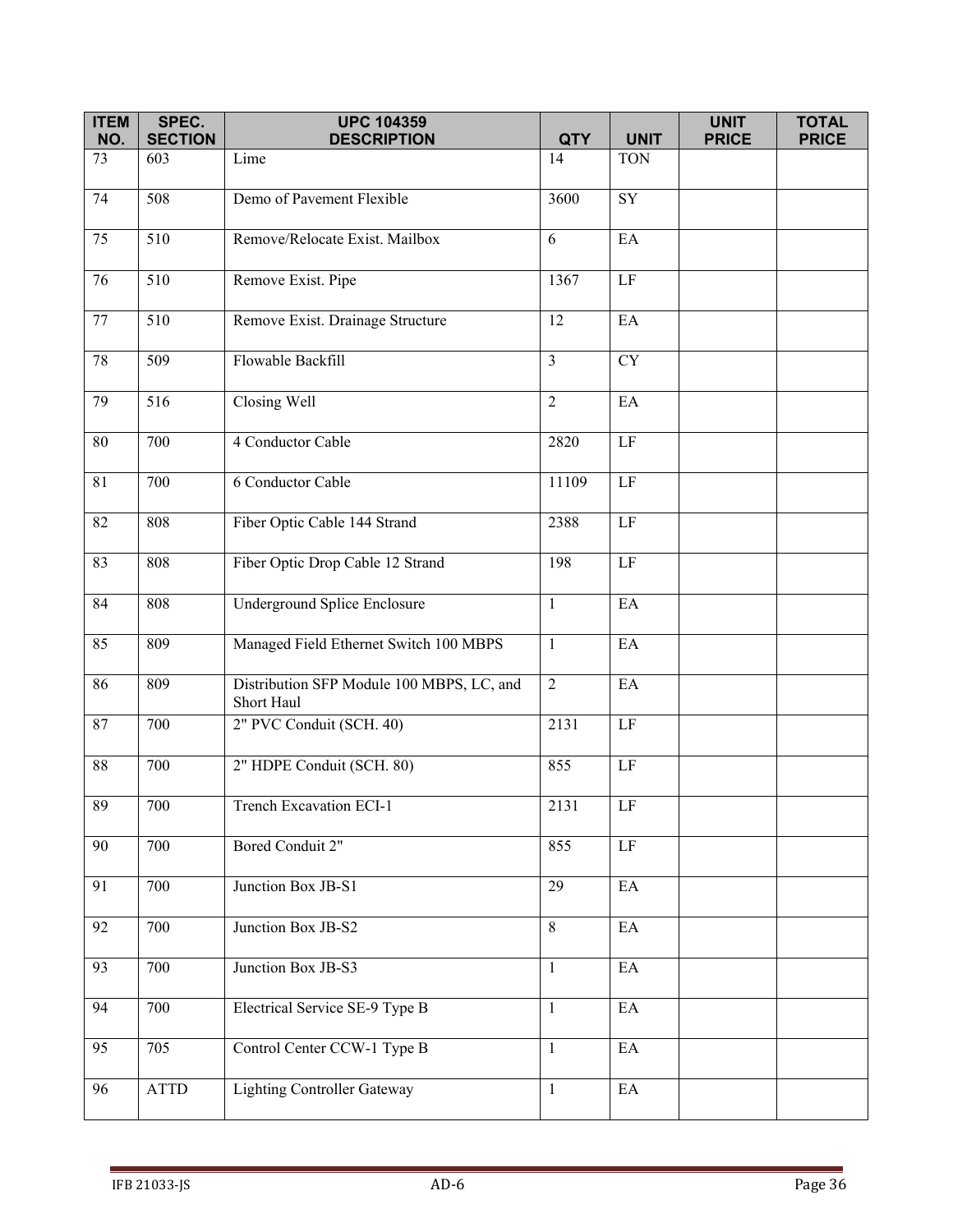| ITEM NO. | SPEC. SECTION | UPC 104359 DESCRIPTION | QTY | UNIT | UNIT PRICE | TOTAL PRICE |
|---|---|---|---|---|---|---|
| 73 | 603 | Lime | 14 | TON | | |
| 74 | 508 | Demo of Pavement Flexible | 3600 | SY | | |
| 75 | 510 | Remove/Relocate Exist. Mailbox | 6 | EA | | |
| 76 | 510 | Remove Exist. Pipe | 1367 | LF | | |
| 77 | 510 | Remove Exist. Drainage Structure | 12 | EA | | |
| 78 | 509 | Flowable Backfill | 3 | CY | | |
| 79 | 516 | Closing Well | 2 | EA | | |
| 80 | 700 | 4 Conductor Cable | 2820 | LF | | |
| 81 | 700 | 6 Conductor Cable | 11109 | LF | | |
| 82 | 808 | Fiber Optic Cable 144 Strand | 2388 | LF | | |
| 83 | 808 | Fiber Optic Drop Cable 12 Strand | 198 | LF | | |
| 84 | 808 | Underground Splice Enclosure | 1 | EA | | |
| 85 | 809 | Managed Field Ethernet Switch 100 MBPS | 1 | EA | | |
| 86 | 809 | Distribution SFP Module 100 MBPS, LC, and Short Haul | 2 | EA | | |
| 87 | 700 | 2" PVC Conduit (SCH. 40) | 2131 | LF | | |
| 88 | 700 | 2" HDPE Conduit (SCH. 80) | 855 | LF | | |
| 89 | 700 | Trench Excavation ECI-1 | 2131 | LF | | |
| 90 | 700 | Bored Conduit 2" | 855 | LF | | |
| 91 | 700 | Junction Box JB-S1 | 29 | EA | | |
| 92 | 700 | Junction Box JB-S2 | 8 | EA | | |
| 93 | 700 | Junction Box JB-S3 | 1 | EA | | |
| 94 | 700 | Electrical Service SE-9 Type B | 1 | EA | | |
| 95 | 705 | Control Center CCW-1 Type B | 1 | EA | | |
| 96 | ATTD | Lighting Controller Gateway | 1 | EA | | |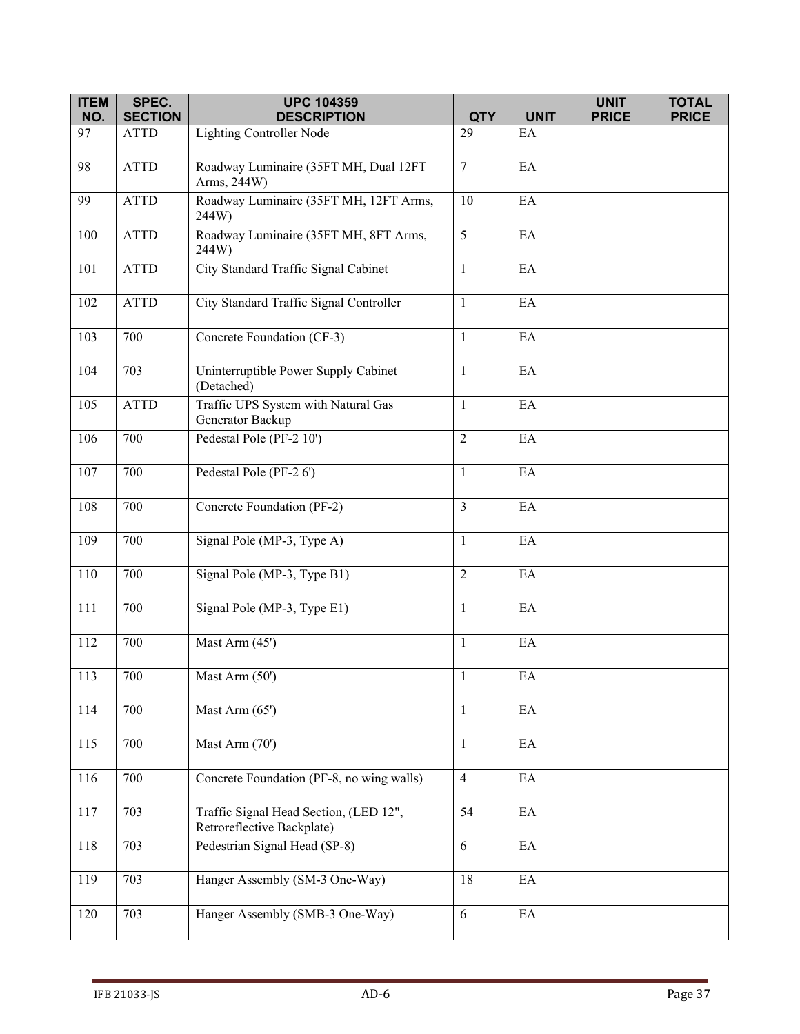| ITEM NO. | SPEC. SECTION | UPC 104359 DESCRIPTION | QTY | UNIT | UNIT PRICE | TOTAL PRICE |
|---|---|---|---|---|---|---|
| 97 | ATTD | Lighting Controller Node | 29 | EA | | |
| 98 | ATTD | Roadway Luminaire (35FT MH, Dual 12FT Arms, 244W) | 7 | EA | | |
| 99 | ATTD | Roadway Luminaire (35FT MH, 12FT Arms, 244W) | 10 | EA | | |
| 100 | ATTD | Roadway Luminaire (35FT MH, 8FT Arms, 244W) | 5 | EA | | |
| 101 | ATTD | City Standard Traffic Signal Cabinet | 1 | EA | | |
| 102 | ATTD | City Standard Traffic Signal Controller | 1 | EA | | |
| 103 | 700 | Concrete Foundation (CF-3) | 1 | EA | | |
| 104 | 703 | Uninterruptible Power Supply Cabinet (Detached) | 1 | EA | | |
| 105 | ATTD | Traffic UPS System with Natural Gas Generator Backup | 1 | EA | | |
| 106 | 700 | Pedestal Pole (PF-2 10') | 2 | EA | | |
| 107 | 700 | Pedestal Pole (PF-2 6') | 1 | EA | | |
| 108 | 700 | Concrete Foundation (PF-2) | 3 | EA | | |
| 109 | 700 | Signal Pole (MP-3, Type A) | 1 | EA | | |
| 110 | 700 | Signal Pole (MP-3, Type B1) | 2 | EA | | |
| 111 | 700 | Signal Pole (MP-3, Type E1) | 1 | EA | | |
| 112 | 700 | Mast Arm (45') | 1 | EA | | |
| 113 | 700 | Mast Arm (50') | 1 | EA | | |
| 114 | 700 | Mast Arm (65') | 1 | EA | | |
| 115 | 700 | Mast Arm (70') | 1 | EA | | |
| 116 | 700 | Concrete Foundation (PF-8, no wing walls) | 4 | EA | | |
| 117 | 703 | Traffic Signal Head Section, (LED 12", Retroreflective Backplate) | 54 | EA | | |
| 118 | 703 | Pedestrian Signal Head (SP-8) | 6 | EA | | |
| 119 | 703 | Hanger Assembly (SM-3 One-Way) | 18 | EA | | |
| 120 | 703 | Hanger Assembly (SMB-3 One-Way) | 6 | EA | | |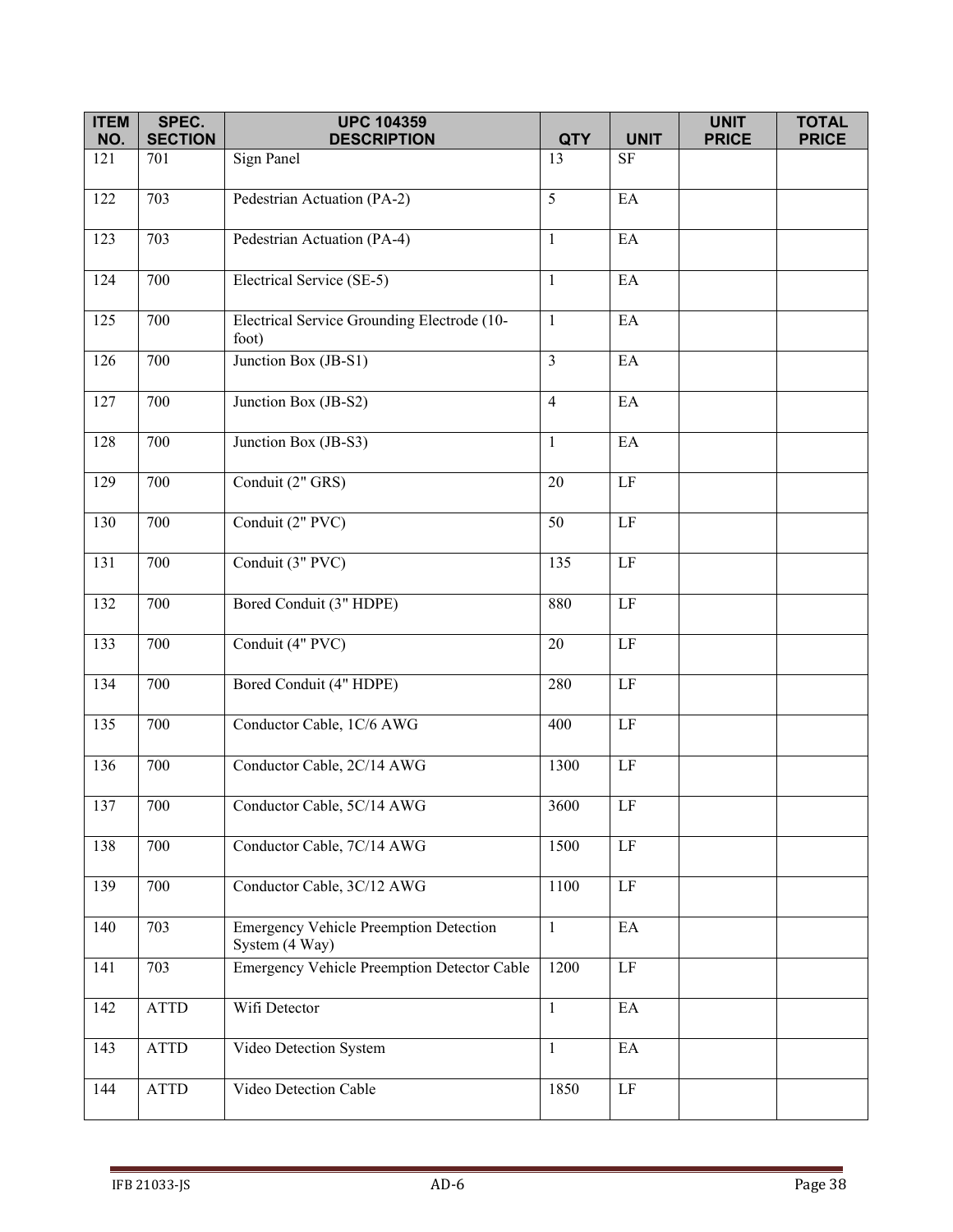| ITEM NO. | SPEC. SECTION | UPC 104359 DESCRIPTION | QTY | UNIT | UNIT PRICE | TOTAL PRICE |
|---|---|---|---|---|---|---|
| 121 | 701 | Sign Panel | 13 | SF | | |
| 122 | 703 | Pedestrian Actuation (PA-2) | 5 | EA | | |
| 123 | 703 | Pedestrian Actuation (PA-4) | 1 | EA | | |
| 124 | 700 | Electrical Service (SE-5) | 1 | EA | | |
| 125 | 700 | Electrical Service Grounding Electrode (10-foot) | 1 | EA | | |
| 126 | 700 | Junction Box (JB-S1) | 3 | EA | | |
| 127 | 700 | Junction Box (JB-S2) | 4 | EA | | |
| 128 | 700 | Junction Box (JB-S3) | 1 | EA | | |
| 129 | 700 | Conduit (2" GRS) | 20 | LF | | |
| 130 | 700 | Conduit (2" PVC) | 50 | LF | | |
| 131 | 700 | Conduit (3" PVC) | 135 | LF | | |
| 132 | 700 | Bored Conduit (3" HDPE) | 880 | LF | | |
| 133 | 700 | Conduit (4" PVC) | 20 | LF | | |
| 134 | 700 | Bored Conduit (4" HDPE) | 280 | LF | | |
| 135 | 700 | Conductor Cable, 1C/6 AWG | 400 | LF | | |
| 136 | 700 | Conductor Cable, 2C/14 AWG | 1300 | LF | | |
| 137 | 700 | Conductor Cable, 5C/14 AWG | 3600 | LF | | |
| 138 | 700 | Conductor Cable, 7C/14 AWG | 1500 | LF | | |
| 139 | 700 | Conductor Cable, 3C/12 AWG | 1100 | LF | | |
| 140 | 703 | Emergency Vehicle Preemption Detection System (4 Way) | 1 | EA | | |
| 141 | 703 | Emergency Vehicle Preemption Detector Cable | 1200 | LF | | |
| 142 | ATTD | Wifi Detector | 1 | EA | | |
| 143 | ATTD | Video Detection System | 1 | EA | | |
| 144 | ATTD | Video Detection Cable | 1850 | LF | | |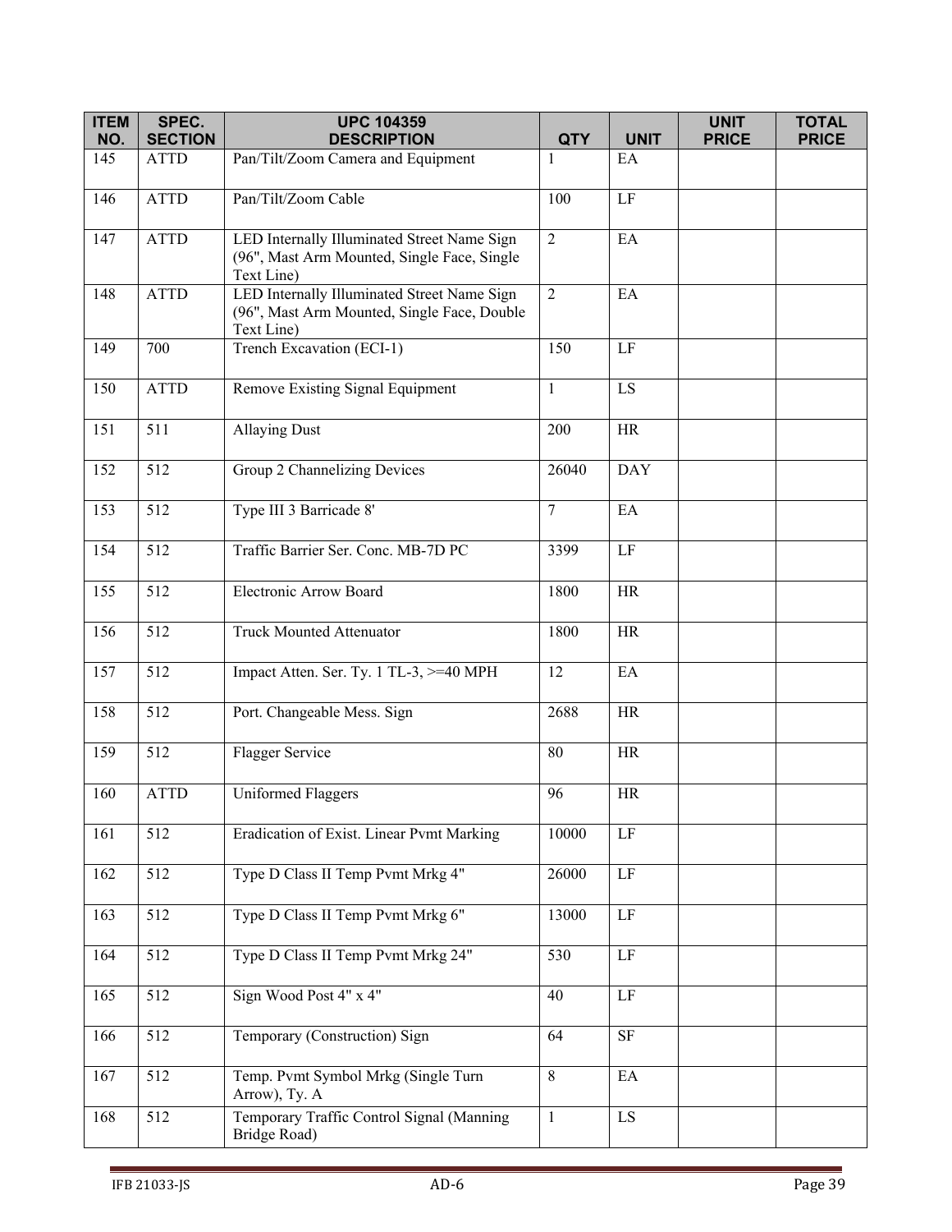| ITEM NO. | SPEC. SECTION | UPC 104359 DESCRIPTION | QTY | UNIT | UNIT PRICE | TOTAL PRICE |
|---|---|---|---|---|---|---|
| 145 | ATTD | Pan/Tilt/Zoom Camera and Equipment | 1 | EA | | |
| 146 | ATTD | Pan/Tilt/Zoom Cable | 100 | LF | | |
| 147 | ATTD | LED Internally Illuminated Street Name Sign (96", Mast Arm Mounted, Single Face, Single Text Line) | 2 | EA | | |
| 148 | ATTD | LED Internally Illuminated Street Name Sign (96", Mast Arm Mounted, Single Face, Double Text Line) | 2 | EA | | |
| 149 | 700 | Trench Excavation (ECI-1) | 150 | LF | | |
| 150 | ATTD | Remove Existing Signal Equipment | 1 | LS | | |
| 151 | 511 | Allaying Dust | 200 | HR | | |
| 152 | 512 | Group 2 Channelizing Devices | 26040 | DAY | | |
| 153 | 512 | Type III 3 Barricade 8' | 7 | EA | | |
| 154 | 512 | Traffic Barrier Ser. Conc. MB-7D PC | 3399 | LF | | |
| 155 | 512 | Electronic Arrow Board | 1800 | HR | | |
| 156 | 512 | Truck Mounted Attenuator | 1800 | HR | | |
| 157 | 512 | Impact Atten. Ser. Ty. 1 TL-3, >=40 MPH | 12 | EA | | |
| 158 | 512 | Port. Changeable Mess. Sign | 2688 | HR | | |
| 159 | 512 | Flagger Service | 80 | HR | | |
| 160 | ATTD | Uniformed Flaggers | 96 | HR | | |
| 161 | 512 | Eradication of Exist. Linear Pvmt Marking | 10000 | LF | | |
| 162 | 512 | Type D Class II Temp Pvmt Mrkg 4" | 26000 | LF | | |
| 163 | 512 | Type D Class II Temp Pvmt Mrkg 6" | 13000 | LF | | |
| 164 | 512 | Type D Class II Temp Pvmt Mrkg 24" | 530 | LF | | |
| 165 | 512 | Sign Wood Post 4" x 4" | 40 | LF | | |
| 166 | 512 | Temporary (Construction) Sign | 64 | SF | | |
| 167 | 512 | Temp. Pvmt Symbol Mrkg (Single Turn Arrow), Ty. A | 8 | EA | | |
| 168 | 512 | Temporary Traffic Control Signal (Manning Bridge Road) | 1 | LS | | |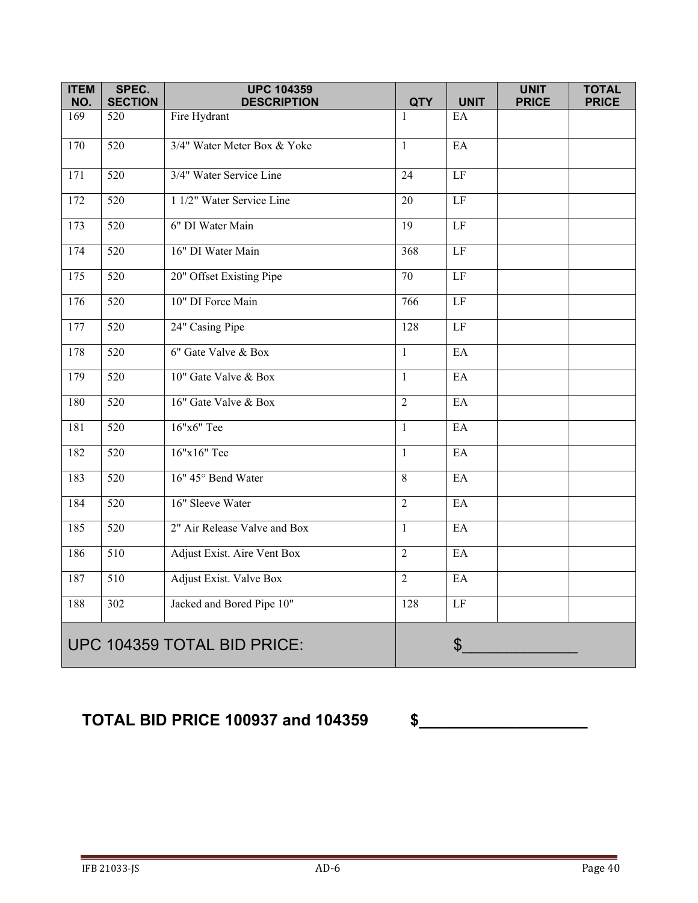| ITEM NO. | SPEC. SECTION | UPC 104359 DESCRIPTION | QTY | UNIT | UNIT PRICE | TOTAL PRICE |
|---|---|---|---|---|---|---|
| 169 | 520 | Fire Hydrant | 1 | EA | | |
| 170 | 520 | 3/4" Water Meter Box & Yoke | 1 | EA | | |
| 171 | 520 | 3/4" Water Service Line | 24 | LF | | |
| 172 | 520 | 1 1/2" Water Service Line | 20 | LF | | |
| 173 | 520 | 6" DI Water Main | 19 | LF | | |
| 174 | 520 | 16" DI Water Main | 368 | LF | | |
| 175 | 520 | 20" Offset Existing Pipe | 70 | LF | | |
| 176 | 520 | 10" DI Force Main | 766 | LF | | |
| 177 | 520 | 24" Casing Pipe | 128 | LF | | |
| 178 | 520 | 6" Gate Valve & Box | 1 | EA | | |
| 179 | 520 | 10" Gate Valve & Box | 1 | EA | | |
| 180 | 520 | 16" Gate Valve & Box | 2 | EA | | |
| 181 | 520 | 16"x6" Tee | 1 | EA | | |
| 182 | 520 | 16"x16" Tee | 1 | EA | | |
| 183 | 520 | 16" 45° Bend Water | 8 | EA | | |
| 184 | 520 | 16" Sleeve Water | 2 | EA | | |
| 185 | 520 | 2" Air Release Valve and Box | 1 | EA | | |
| 186 | 510 | Adjust Exist. Aire Vent Box | 2 | EA | | |
| 187 | 510 | Adjust Exist. Valve Box | 2 | EA | | |
| 188 | 302 | Jacked and Bored Pipe 10" | 128 | LF | | |
| UPC 104359 TOTAL BID PRICE: | | | $_____________ | | | |

**TOTAL BID PRICE 100937 and 104359 $___________________**